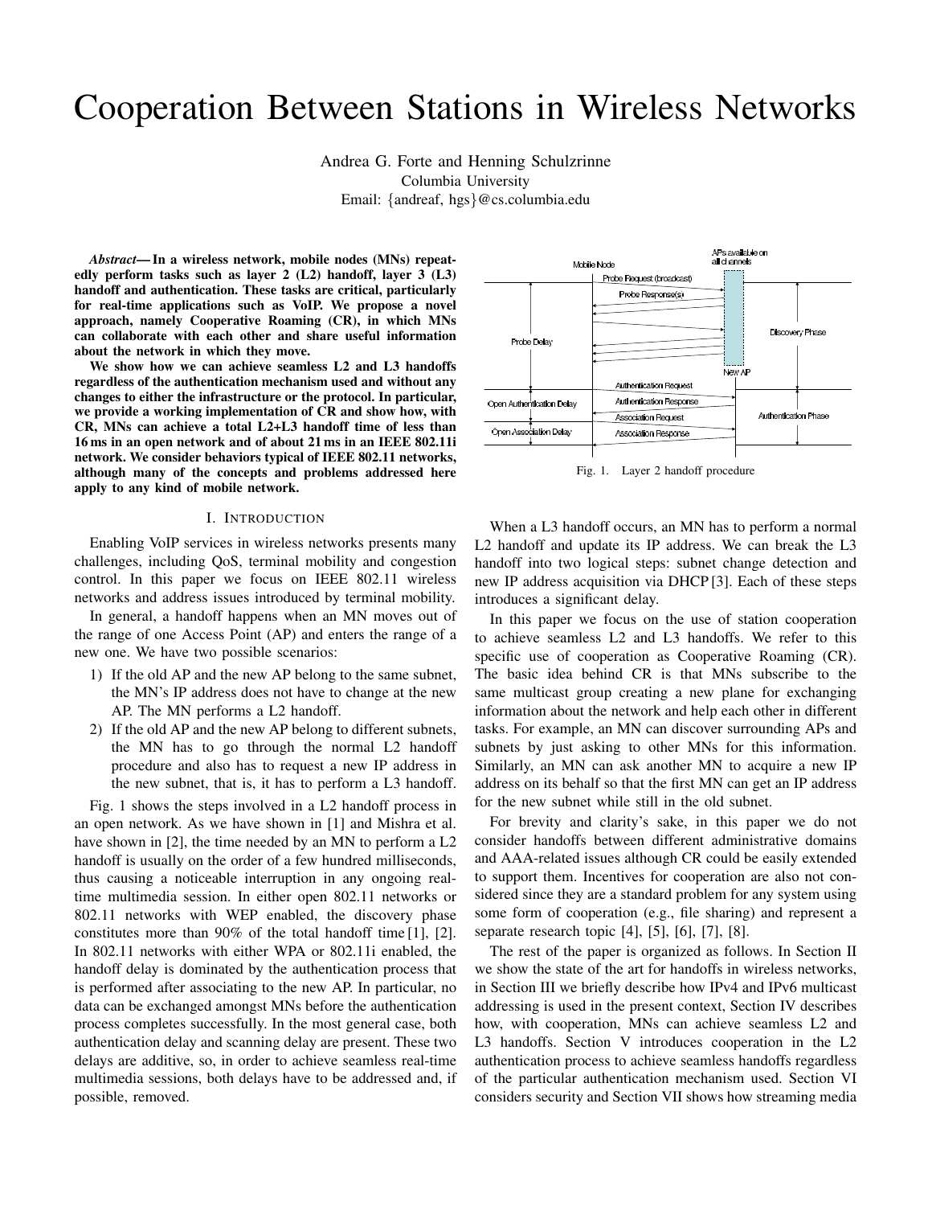# Cooperation Between Stations in Wireless Networks

Andrea G. Forte and Henning Schulzrinne
Columbia University
Email: {andreaf, hgs}@cs.columbia.edu

***Abstract*— In a wireless network, mobile nodes (MNs) repeatedly perform tasks such as layer 2 (L2) handoff, layer 3 (L3) handoff and authentication. These tasks are critical, particularly for real-time applications such as VoIP. We propose a novel approach, namely Cooperative Roaming (CR), in which MNs can collaborate with each other and share useful information about the network in which they move.**

**We show how we can achieve seamless L2 and L3 handoffs regardless of the authentication mechanism used and without any changes to either the infrastructure or the protocol. In particular, we provide a working implementation of CR and show how, with CR, MNs can achieve a total L2+L3 handoff time of less than 16 ms in an open network and of about 21 ms in an IEEE 802.11i network. We consider behaviors typical of IEEE 802.11 networks, although many of the concepts and problems addressed here apply to any kind of mobile network.**

## I. Introduction

Enabling VoIP services in wireless networks presents many challenges, including QoS, terminal mobility and congestion control. In this paper we focus on IEEE 802.11 wireless networks and address issues introduced by terminal mobility.

In general, a handoff happens when an MN moves out of the range of one Access Point (AP) and enters the range of a new one. We have two possible scenarios:

1) If the old AP and the new AP belong to the same subnet, the MN's IP address does not have to change at the new AP. The MN performs a L2 handoff.
2) If the old AP and the new AP belong to different subnets, the MN has to go through the normal L2 handoff procedure and also has to request a new IP address in the new subnet, that is, it has to perform a L3 handoff.

Fig. 1 shows the steps involved in a L2 handoff process in an open network. As we have shown in [1] and Mishra et al. have shown in [2], the time needed by an MN to perform a L2 handoff is usually on the order of a few hundred milliseconds, thus causing a noticeable interruption in any ongoing real-time multimedia session. In either open 802.11 networks or 802.11 networks with WEP enabled, the discovery phase constitutes more than 90% of the total handoff time [1], [2]. In 802.11 networks with either WPA or 802.11i enabled, the handoff delay is dominated by the authentication process that is performed after associating to the new AP. In particular, no data can be exchanged amongst MNs before the authentication process completes successfully. In the most general case, both authentication delay and scanning delay are present. These two delays are additive, so, in order to achieve seamless real-time multimedia sessions, both delays have to be addressed and, if possible, removed.

Fig. 1. Layer 2 handoff procedure

When a L3 handoff occurs, an MN has to perform a normal L2 handoff and update its IP address. We can break the L3 handoff into two logical steps: subnet change detection and new IP address acquisition via DHCP [3]. Each of these steps introduces a significant delay.

In this paper we focus on the use of station cooperation to achieve seamless L2 and L3 handoffs. We refer to this specific use of cooperation as Cooperative Roaming (CR). The basic idea behind CR is that MNs subscribe to the same multicast group creating a new plane for exchanging information about the network and help each other in different tasks. For example, an MN can discover surrounding APs and subnets by just asking to other MNs for this information. Similarly, an MN can ask another MN to acquire a new IP address on its behalf so that the first MN can get an IP address for the new subnet while still in the old subnet.

For brevity and clarity's sake, in this paper we do not consider handoffs between different administrative domains and AAA-related issues although CR could be easily extended to support them. Incentives for cooperation are also not considered since they are a standard problem for any system using some form of cooperation (e.g., file sharing) and represent a separate research topic [4], [5], [6], [7], [8].

The rest of the paper is organized as follows. In Section II we show the state of the art for handoffs in wireless networks, in Section III we briefly describe how IPv4 and IPv6 multicast addressing is used in the present context, Section IV describes how, with cooperation, MNs can achieve seamless L2 and L3 handoffs. Section V introduces cooperation in the L2 authentication process to achieve seamless handoffs regardless of the particular authentication mechanism used. Section VI considers security and Section VII shows how streaming media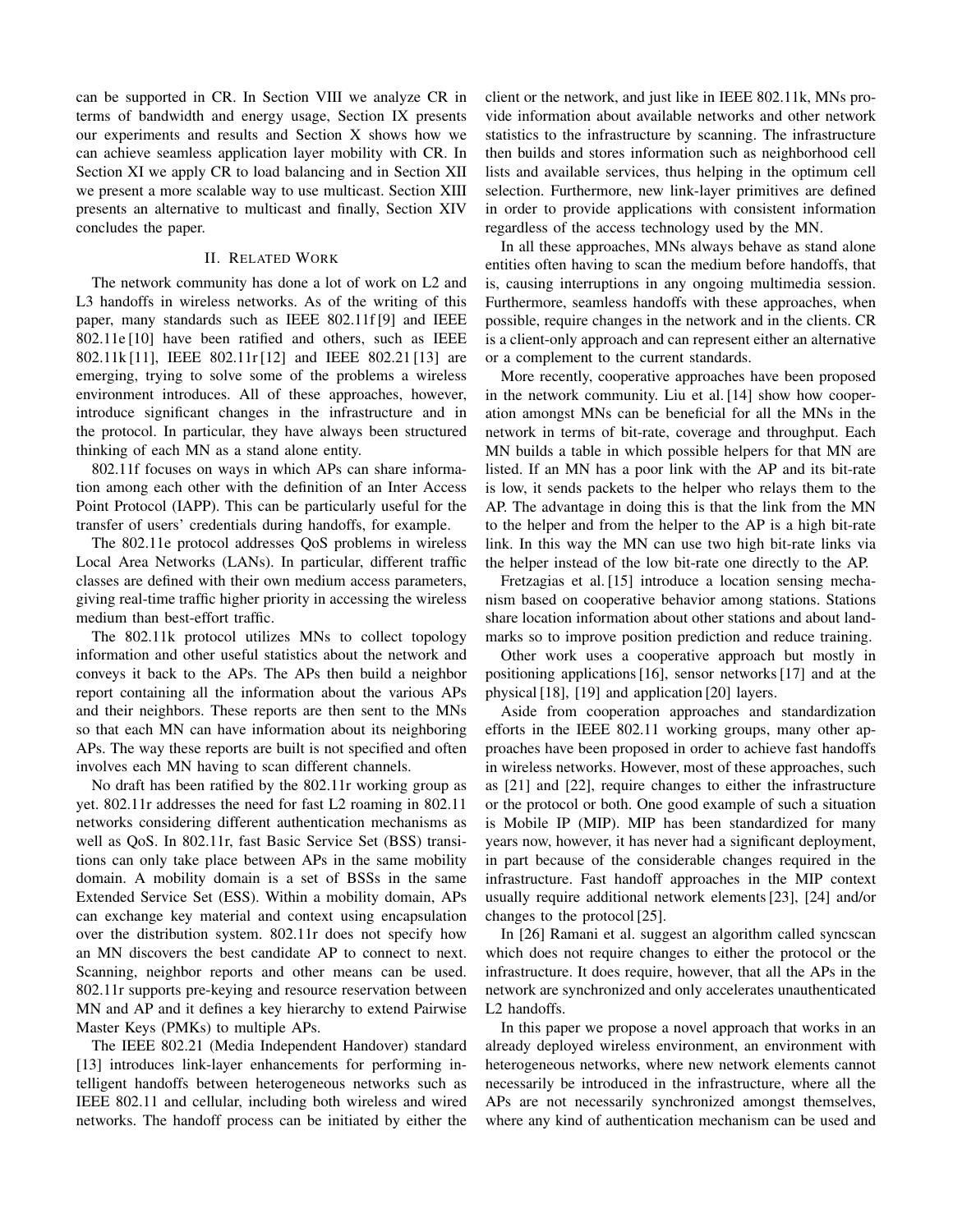can be supported in CR. In Section VIII we analyze CR in terms of bandwidth and energy usage, Section IX presents our experiments and results and Section X shows how we can achieve seamless application layer mobility with CR. In Section XI we apply CR to load balancing and in Section XII we present a more scalable way to use multicast. Section XIII presents an alternative to multicast and finally, Section XIV concludes the paper.

## II. Related Work

The network community has done a lot of work on L2 and L3 handoffs in wireless networks. As of the writing of this paper, many standards such as IEEE 802.11f [9] and IEEE 802.11e [10] have been ratified and others, such as IEEE 802.11k [11], IEEE 802.11r [12] and IEEE 802.21 [13] are emerging, trying to solve some of the problems a wireless environment introduces. All of these approaches, however, introduce significant changes in the infrastructure and in the protocol. In particular, they have always been structured thinking of each MN as a stand alone entity.

802.11f focuses on ways in which APs can share information among each other with the definition of an Inter Access Point Protocol (IAPP). This can be particularly useful for the transfer of users' credentials during handoffs, for example.

The 802.11e protocol addresses QoS problems in wireless Local Area Networks (LANs). In particular, different traffic classes are defined with their own medium access parameters, giving real-time traffic higher priority in accessing the wireless medium than best-effort traffic.

The 802.11k protocol utilizes MNs to collect topology information and other useful statistics about the network and conveys it back to the APs. The APs then build a neighbor report containing all the information about the various APs and their neighbors. These reports are then sent to the MNs so that each MN can have information about its neighboring APs. The way these reports are built is not specified and often involves each MN having to scan different channels.

No draft has been ratified by the 802.11r working group as yet. 802.11r addresses the need for fast L2 roaming in 802.11 networks considering different authentication mechanisms as well as QoS. In 802.11r, fast Basic Service Set (BSS) transitions can only take place between APs in the same mobility domain. A mobility domain is a set of BSSs in the same Extended Service Set (ESS). Within a mobility domain, APs can exchange key material and context using encapsulation over the distribution system. 802.11r does not specify how an MN discovers the best candidate AP to connect to next. Scanning, neighbor reports and other means can be used. 802.11r supports pre-keying and resource reservation between MN and AP and it defines a key hierarchy to extend Pairwise Master Keys (PMKs) to multiple APs.

The IEEE 802.21 (Media Independent Handover) standard [13] introduces link-layer enhancements for performing intelligent handoffs between heterogeneous networks such as IEEE 802.11 and cellular, including both wireless and wired networks. The handoff process can be initiated by either the client or the network, and just like in IEEE 802.11k, MNs provide information about available networks and other network statistics to the infrastructure by scanning. The infrastructure then builds and stores information such as neighborhood cell lists and available services, thus helping in the optimum cell selection. Furthermore, new link-layer primitives are defined in order to provide applications with consistent information regardless of the access technology used by the MN.

In all these approaches, MNs always behave as stand alone entities often having to scan the medium before handoffs, that is, causing interruptions in any ongoing multimedia session. Furthermore, seamless handoffs with these approaches, when possible, require changes in the network and in the clients. CR is a client-only approach and can represent either an alternative or a complement to the current standards.

More recently, cooperative approaches have been proposed in the network community. Liu et al. [14] show how cooperation amongst MNs can be beneficial for all the MNs in the network in terms of bit-rate, coverage and throughput. Each MN builds a table in which possible helpers for that MN are listed. If an MN has a poor link with the AP and its bit-rate is low, it sends packets to the helper who relays them to the AP. The advantage in doing this is that the link from the MN to the helper and from the helper to the AP is a high bit-rate link. In this way the MN can use two high bit-rate links via the helper instead of the low bit-rate one directly to the AP.

Fretzagias et al. [15] introduce a location sensing mechanism based on cooperative behavior among stations. Stations share location information about other stations and about landmarks so to improve position prediction and reduce training.

Other work uses a cooperative approach but mostly in positioning applications [16], sensor networks [17] and at the physical [18], [19] and application [20] layers.

Aside from cooperation approaches and standardization efforts in the IEEE 802.11 working groups, many other approaches have been proposed in order to achieve fast handoffs in wireless networks. However, most of these approaches, such as [21] and [22], require changes to either the infrastructure or the protocol or both. One good example of such a situation is Mobile IP (MIP). MIP has been standardized for many years now, however, it has never had a significant deployment, in part because of the considerable changes required in the infrastructure. Fast handoff approaches in the MIP context usually require additional network elements [23], [24] and/or changes to the protocol [25].

In [26] Ramani et al. suggest an algorithm called syncscan which does not require changes to either the protocol or the infrastructure. It does require, however, that all the APs in the network are synchronized and only accelerates unauthenticated L2 handoffs.

In this paper we propose a novel approach that works in an already deployed wireless environment, an environment with heterogeneous networks, where new network elements cannot necessarily be introduced in the infrastructure, where all the APs are not necessarily synchronized amongst themselves, where any kind of authentication mechanism can be used and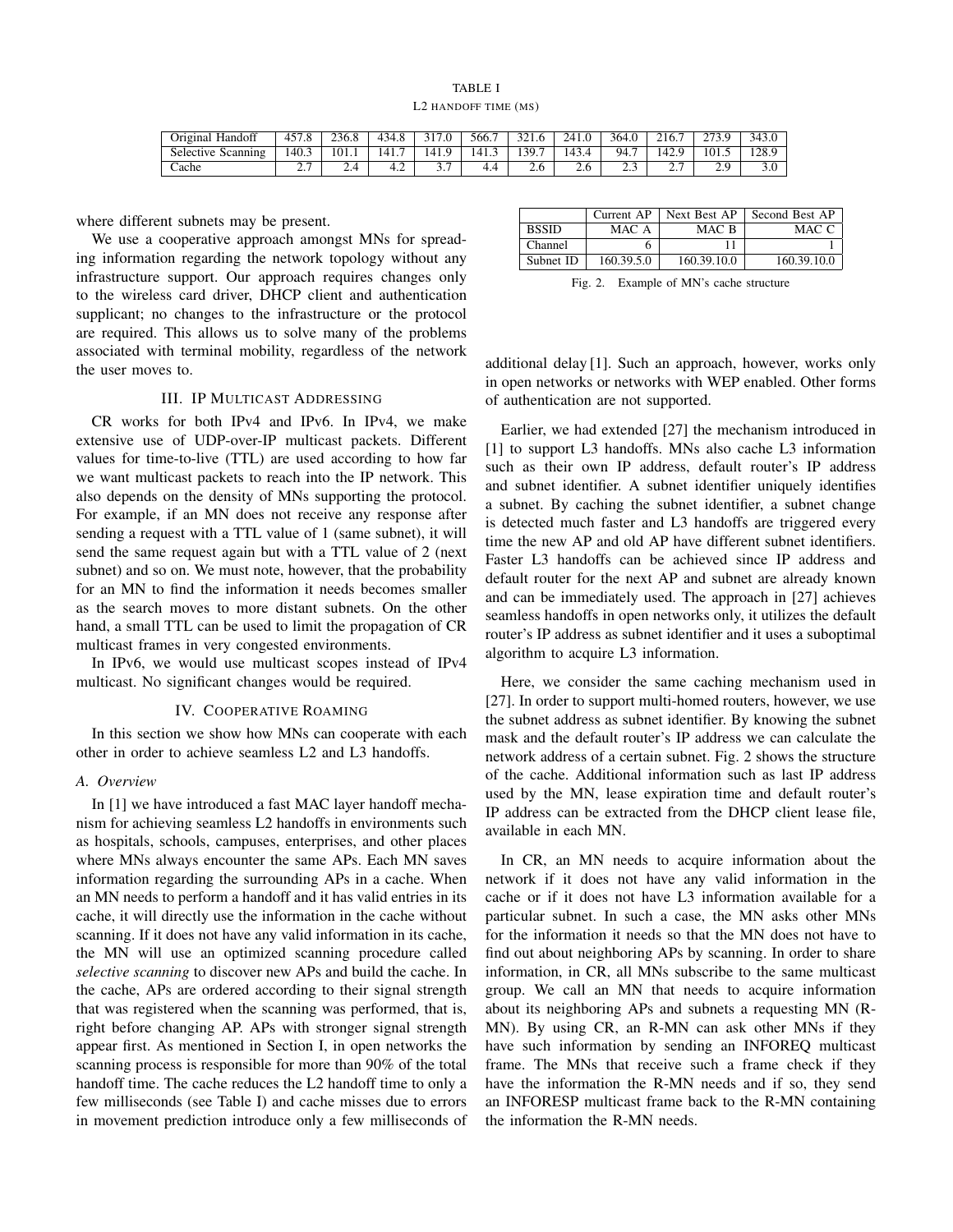TABLE I

L2 HANDOFF TIME (MS)

| Original Handoff | 457.8 | 236.8 | 434.8 | 317.0 | 566.7 | 321.6 | 241.0 | 364.0 | 216.7 | 273.9 | 343.0 |
|---|---|---|---|---|---|---|---|---|---|---|---|
| Selective Scanning | 140.3 | 101.1 | 141.7 | 141.9 | 141.3 | 139.7 | 143.4 | 94.7 | 142.9 | 101.5 | 128.9 |
| Cache | 2.7 | 2.4 | 4.2 | 3.7 | 4.4 | 2.6 | 2.6 | 2.3 | 2.7 | 2.9 | 3.0 |

where different subnets may be present.

We use a cooperative approach amongst MNs for spreading information regarding the network topology without any infrastructure support. Our approach requires changes only to the wireless card driver, DHCP client and authentication supplicant; no changes to the infrastructure or the protocol are required. This allows us to solve many of the problems associated with terminal mobility, regardless of the network the user moves to.

## III. IP Multicast Addressing

CR works for both IPv4 and IPv6. In IPv4, we make extensive use of UDP-over-IP multicast packets. Different values for time-to-live (TTL) are used according to how far we want multicast packets to reach into the IP network. This also depends on the density of MNs supporting the protocol. For example, if an MN does not receive any response after sending a request with a TTL value of 1 (same subnet), it will send the same request again but with a TTL value of 2 (next subnet) and so on. We must note, however, that the probability for an MN to find the information it needs becomes smaller as the search moves to more distant subnets. On the other hand, a small TTL can be used to limit the propagation of CR multicast frames in very congested environments.

In IPv6, we would use multicast scopes instead of IPv4 multicast. No significant changes would be required.

## IV. Cooperative Roaming

In this section we show how MNs can cooperate with each other in order to achieve seamless L2 and L3 handoffs.

### A. Overview

In [1] we have introduced a fast MAC layer handoff mechanism for achieving seamless L2 handoffs in environments such as hospitals, schools, campuses, enterprises, and other places where MNs always encounter the same APs. Each MN saves information regarding the surrounding APs in a cache. When an MN needs to perform a handoff and it has valid entries in its cache, it will directly use the information in the cache without scanning. If it does not have any valid information in its cache, the MN will use an optimized scanning procedure called *selective scanning* to discover new APs and build the cache. In the cache, APs are ordered according to their signal strength that was registered when the scanning was performed, that is, right before changing AP. APs with stronger signal strength appear first. As mentioned in Section I, in open networks the scanning process is responsible for more than 90% of the total handoff time. The cache reduces the L2 handoff time to only a few milliseconds (see Table I) and cache misses due to errors in movement prediction introduce only a few milliseconds of additional delay [1]. Such an approach, however, works only in open networks or networks with WEP enabled. Other forms of authentication are not supported.

|  | Current AP | Next Best AP | Second Best AP |
|---|---|---|---|
| BSSID | MAC A | MAC B | MAC C |
| Channel | 6 | 11 | 1 |
| Subnet ID | 160.39.5.0 | 160.39.10.0 | 160.39.10.0 |

Fig. 2. Example of MN's cache structure

Earlier, we had extended [27] the mechanism introduced in [1] to support L3 handoffs. MNs also cache L3 information such as their own IP address, default router's IP address and subnet identifier. A subnet identifier uniquely identifies a subnet. By caching the subnet identifier, a subnet change is detected much faster and L3 handoffs are triggered every time the new AP and old AP have different subnet identifiers. Faster L3 handoffs can be achieved since IP address and default router for the next AP and subnet are already known and can be immediately used. The approach in [27] achieves seamless handoffs in open networks only, it utilizes the default router's IP address as subnet identifier and it uses a suboptimal algorithm to acquire L3 information.

Here, we consider the same caching mechanism used in [27]. In order to support multi-homed routers, however, we use the subnet address as subnet identifier. By knowing the subnet mask and the default router's IP address we can calculate the network address of a certain subnet. Fig. 2 shows the structure of the cache. Additional information such as last IP address used by the MN, lease expiration time and default router's IP address can be extracted from the DHCP client lease file, available in each MN.

In CR, an MN needs to acquire information about the network if it does not have any valid information in the cache or if it does not have L3 information available for a particular subnet. In such a case, the MN asks other MNs for the information it needs so that the MN does not have to find out about neighboring APs by scanning. In order to share information, in CR, all MNs subscribe to the same multicast group. We call an MN that needs to acquire information about its neighboring APs and subnets a requesting MN (R-MN). By using CR, an R-MN can ask other MNs if they have such information by sending an INFOREQ multicast frame. The MNs that receive such a frame check if they have the information the R-MN needs and if so, they send an INFORESP multicast frame back to the R-MN containing the information the R-MN needs.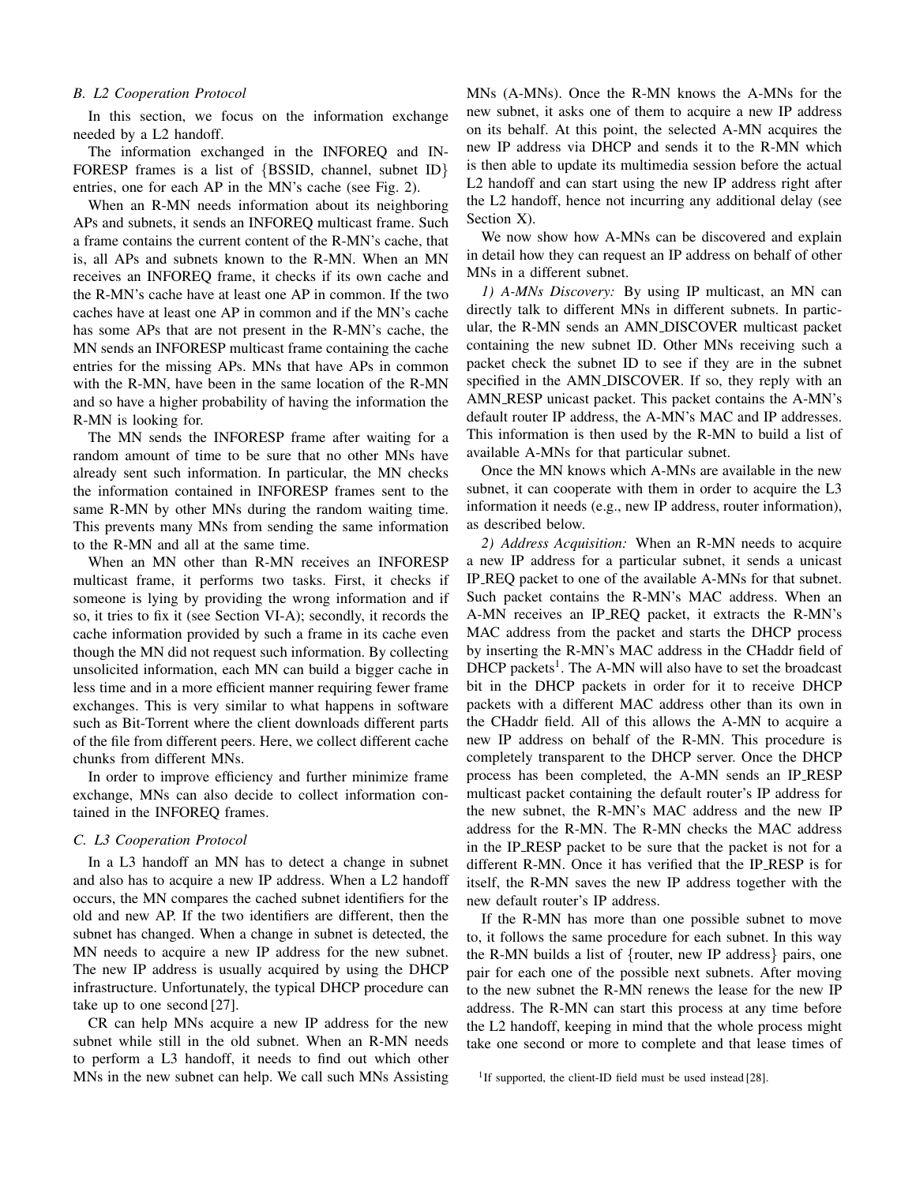### B. L2 Cooperation Protocol

In this section, we focus on the information exchange needed by a L2 handoff.

The information exchanged in the INFOREQ and INFORESP frames is a list of {BSSID, channel, subnet ID} entries, one for each AP in the MN's cache (see Fig. 2).

When an R-MN needs information about its neighboring APs and subnets, it sends an INFOREQ multicast frame. Such a frame contains the current content of the R-MN's cache, that is, all APs and subnets known to the R-MN. When an MN receives an INFOREQ frame, it checks if its own cache and the R-MN's cache have at least one AP in common. If the two caches have at least one AP in common and if the MN's cache has some APs that are not present in the R-MN's cache, the MN sends an INFORESP multicast frame containing the cache entries for the missing APs. MNs that have APs in common with the R-MN, have been in the same location of the R-MN and so have a higher probability of having the information the R-MN is looking for.

The MN sends the INFORESP frame after waiting for a random amount of time to be sure that no other MNs have already sent such information. In particular, the MN checks the information contained in INFORESP frames sent to the same R-MN by other MNs during the random waiting time. This prevents many MNs from sending the same information to the R-MN and all at the same time.

When an MN other than R-MN receives an INFORESP multicast frame, it performs two tasks. First, it checks if someone is lying by providing the wrong information and if so, it tries to fix it (see Section VI-A); secondly, it records the cache information provided by such a frame in its cache even though the MN did not request such information. By collecting unsolicited information, each MN can build a bigger cache in less time and in a more efficient manner requiring fewer frame exchanges. This is very similar to what happens in software such as Bit-Torrent where the client downloads different parts of the file from different peers. Here, we collect different cache chunks from different MNs.

In order to improve efficiency and further minimize frame exchange, MNs can also decide to collect information contained in the INFOREQ frames.

### C. L3 Cooperation Protocol

In a L3 handoff an MN has to detect a change in subnet and also has to acquire a new IP address. When a L2 handoff occurs, the MN compares the cached subnet identifiers for the old and new AP. If the two identifiers are different, then the subnet has changed. When a change in subnet is detected, the MN needs to acquire a new IP address for the new subnet. The new IP address is usually acquired by using the DHCP infrastructure. Unfortunately, the typical DHCP procedure can take up to one second [27].

CR can help MNs acquire a new IP address for the new subnet while still in the old subnet. When an R-MN needs to perform a L3 handoff, it needs to find out which other MNs in the new subnet can help. We call such MNs Assisting MNs (A-MNs). Once the R-MN knows the A-MNs for the new subnet, it asks one of them to acquire a new IP address on its behalf. At this point, the selected A-MN acquires the new IP address via DHCP and sends it to the R-MN which is then able to update its multimedia session before the actual L2 handoff and can start using the new IP address right after the L2 handoff, hence not incurring any additional delay (see Section X).

We now show how A-MNs can be discovered and explain in detail how they can request an IP address on behalf of other MNs in a different subnet.

*1) A-MNs Discovery:* By using IP multicast, an MN can directly talk to different MNs in different subnets. In particular, the R-MN sends an AMN_DISCOVER multicast packet containing the new subnet ID. Other MNs receiving such a packet check the subnet ID to see if they are in the subnet specified in the AMN_DISCOVER. If so, they reply with an AMN_RESP unicast packet. This packet contains the A-MN's default router IP address, the A-MN's MAC and IP addresses. This information is then used by the R-MN to build a list of available A-MNs for that particular subnet.

Once the MN knows which A-MNs are available in the new subnet, it can cooperate with them in order to acquire the L3 information it needs (e.g., new IP address, router information), as described below.

*2) Address Acquisition:* When an R-MN needs to acquire a new IP address for a particular subnet, it sends a unicast IP_REQ packet to one of the available A-MNs for that subnet. Such packet contains the R-MN's MAC address. When an A-MN receives an IP_REQ packet, it extracts the R-MN's MAC address from the packet and starts the DHCP process by inserting the R-MN's MAC address in the CHaddr field of DHCP packets[1]. The A-MN will also have to set the broadcast bit in the DHCP packets in order for it to receive DHCP packets with a different MAC address other than its own in the CHaddr field. All of this allows the A-MN to acquire a new IP address on behalf of the R-MN. This procedure is completely transparent to the DHCP server. Once the DHCP process has been completed, the A-MN sends an IP_RESP multicast packet containing the default router's IP address for the new subnet, the R-MN's MAC address and the new IP address for the R-MN. The R-MN checks the MAC address in the IP_RESP packet to be sure that the packet is not for a different R-MN. Once it has verified that the IP_RESP is for itself, the R-MN saves the new IP address together with the new default router's IP address.

If the R-MN has more than one possible subnet to move to, it follows the same procedure for each subnet. In this way the R-MN builds a list of {router, new IP address} pairs, one pair for each one of the possible next subnets. After moving to the new subnet the R-MN renews the lease for the new IP address. The R-MN can start this process at any time before the L2 handoff, keeping in mind that the whole process might take one second or more to complete and that lease times of

[1] If supported, the client-ID field must be used instead [28].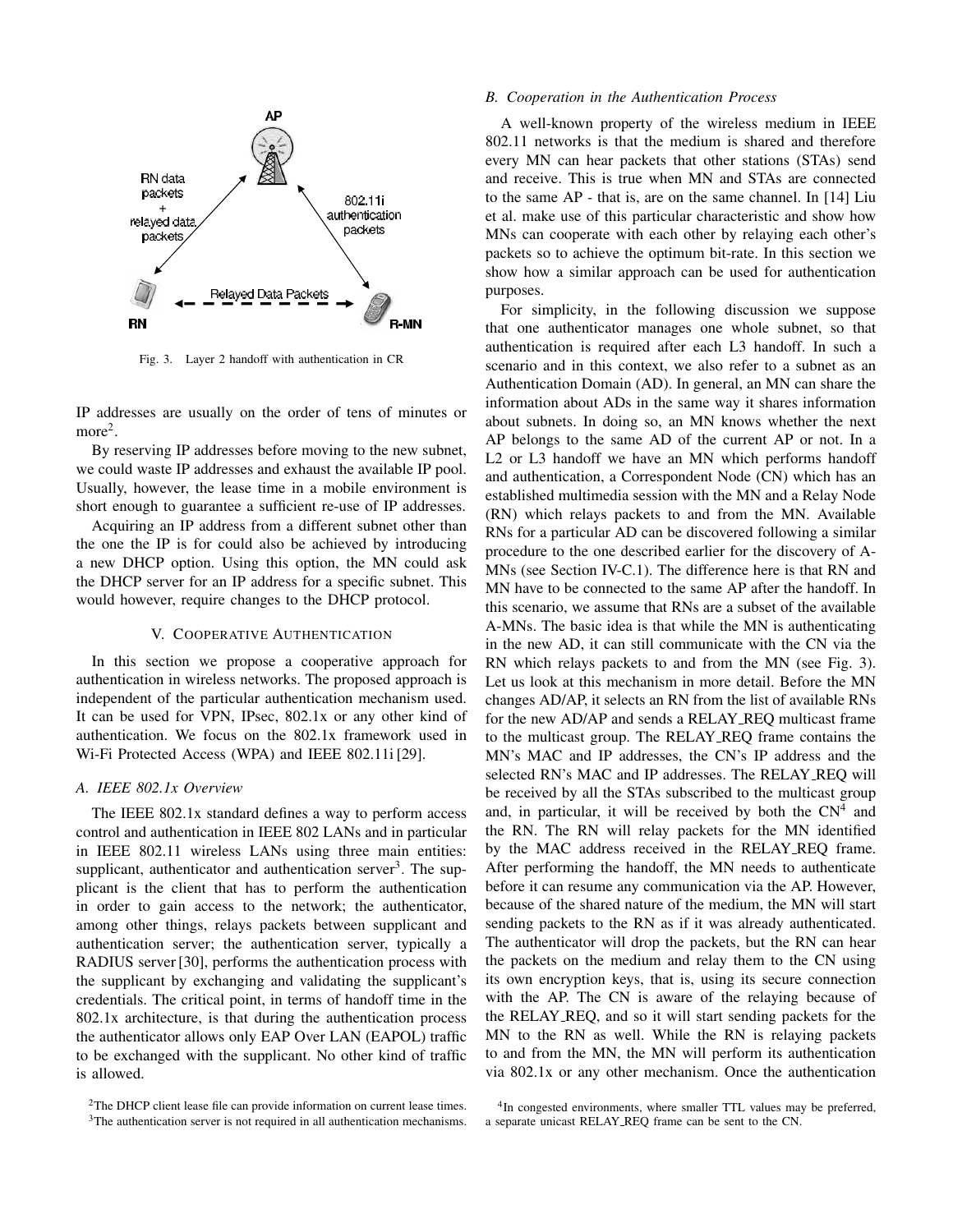RN data packets + relayed data packets

AP

802.11i authentication packets

Relayed Data Packets

RN

R-MN

Fig. 3. Layer 2 handoff with authentication in CR

IP addresses are usually on the order of tens of minutes or more[2].

By reserving IP addresses before moving to the new subnet, we could waste IP addresses and exhaust the available IP pool. Usually, however, the lease time in a mobile environment is short enough to guarantee a sufficient re-use of IP addresses.

Acquiring an IP address from a different subnet other than the one the IP is for could also be achieved by introducing a new DHCP option. Using this option, the MN could ask the DHCP server for an IP address for a specific subnet. This would however, require changes to the DHCP protocol.

## V. Cooperative Authentication

In this section we propose a cooperative approach for authentication in wireless networks. The proposed approach is independent of the particular authentication mechanism used. It can be used for VPN, IPsec, 802.1x or any other kind of authentication. We focus on the 802.1x framework used in Wi-Fi Protected Access (WPA) and IEEE 802.11i [29].

### A. IEEE 802.1x Overview

The IEEE 802.1x standard defines a way to perform access control and authentication in IEEE 802 LANs and in particular in IEEE 802.11 wireless LANs using three main entities: supplicant, authenticator and authentication server[3]. The supplicant is the client that has to perform the authentication in order to gain access to the network; the authenticator, among other things, relays packets between supplicant and authentication server; the authentication server, typically a RADIUS server [30], performs the authentication process with the supplicant by exchanging and validating the supplicant's credentials. The critical point, in terms of handoff time in the 802.1x architecture, is that during the authentication process the authenticator allows only EAP Over LAN (EAPOL) traffic to be exchanged with the supplicant. No other kind of traffic is allowed.

[2]The DHCP client lease file can provide information on current lease times.

[3]The authentication server is not required in all authentication mechanisms.

### B. Cooperation in the Authentication Process

A well-known property of the wireless medium in IEEE 802.11 networks is that the medium is shared and therefore every MN can hear packets that other stations (STAs) send and receive. This is true when MN and STAs are connected to the same AP - that is, are on the same channel. In [14] Liu et al. make use of this particular characteristic and show how MNs can cooperate with each other by relaying each other's packets so to achieve the optimum bit-rate. In this section we show how a similar approach can be used for authentication purposes.

For simplicity, in the following discussion we suppose that one authenticator manages one whole subnet, so that authentication is required after each L3 handoff. In such a scenario and in this context, we also refer to a subnet as an Authentication Domain (AD). In general, an MN can share the information about ADs in the same way it shares information about subnets. In doing so, an MN knows whether the next AP belongs to the same AD of the current AP or not. In a L2 or L3 handoff we have an MN which performs handoff and authentication, a Correspondent Node (CN) which has an established multimedia session with the MN and a Relay Node (RN) which relays packets to and from the MN. Available RNs for a particular AD can be discovered following a similar procedure to the one described earlier for the discovery of A-MNs (see Section IV-C.1). The difference here is that RN and MN have to be connected to the same AP after the handoff. In this scenario, we assume that RNs are a subset of the available A-MNs. The basic idea is that while the MN is authenticating in the new AD, it can still communicate with the CN via the RN which relays packets to and from the MN (see Fig. 3). Let us look at this mechanism in more detail. Before the MN changes AD/AP, it selects an RN from the list of available RNs for the new AD/AP and sends a RELAY_REQ multicast frame to the multicast group. The RELAY_REQ frame contains the MN's MAC and IP addresses, the CN's IP address and the selected RN's MAC and IP addresses. The RELAY_REQ will be received by all the STAs subscribed to the multicast group and, in particular, it will be received by both the CN[4] and the RN. The RN will relay packets for the MN identified by the MAC address received in the RELAY_REQ frame. After performing the handoff, the MN needs to authenticate before it can resume any communication via the AP. However, because of the shared nature of the medium, the MN will start sending packets to the RN as if it was already authenticated. The authenticator will drop the packets, but the RN can hear the packets on the medium and relay them to the CN using its own encryption keys, that is, using its secure connection with the AP. The CN is aware of the relaying because of the RELAY_REQ, and so it will start sending packets for the MN to the RN as well. While the RN is relaying packets to and from the MN, the MN will perform its authentication via 802.1x or any other mechanism. Once the authentication

[4]In congested environments, where smaller TTL values may be preferred, a separate unicast RELAY_REQ frame can be sent to the CN.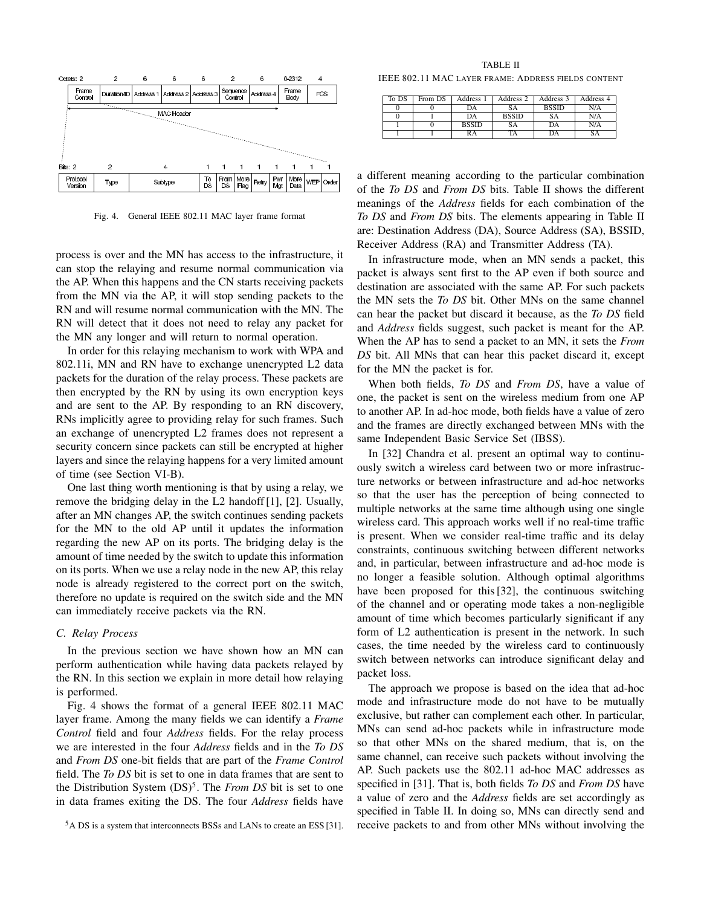| Octets: 2 | 2 | 6 | 6 | 6 | 2 | 6 | 0-2312 | 4 |
|---|---|---|---|---|---|---|---|---|
| Frame Control | Duration/ID | Address 1 | Address 2 | Address 3 | Sequence Control | Address 4 | Frame Body | FCS |

MAC Header

| Bits: 2 | 2 | 4 | 1 | 1 | 1 | 1 | 1 | 1 | 1 | 1 |
|---|---|---|---|---|---|---|---|---|---|---|
| Protocol Version | Type | Subtype | To DS | From DS | More Flag | Retry | Pwr Mgt | More Data | WEP | Order |

Fig. 4. General IEEE 802.11 MAC layer frame format

process is over and the MN has access to the infrastructure, it can stop the relaying and resume normal communication via the AP. When this happens and the CN starts receiving packets from the MN via the AP, it will stop sending packets to the RN and will resume normal communication with the MN. The RN will detect that it does not need to relay any packet for the MN any longer and will return to normal operation.

In order for this relaying mechanism to work with WPA and 802.11i, MN and RN have to exchange unencrypted L2 data packets for the duration of the relay process. These packets are then encrypted by the RN by using its own encryption keys and are sent to the AP. By responding to an RN discovery, RNs implicitly agree to providing relay for such frames. Such an exchange of unencrypted L2 frames does not represent a security concern since packets can still be encrypted at higher layers and since the relaying happens for a very limited amount of time (see Section VI-B).

One last thing worth mentioning is that by using a relay, we remove the bridging delay in the L2 handoff [1], [2]. Usually, after an MN changes AP, the switch continues sending packets for the MN to the old AP until it updates the information regarding the new AP on its ports. The bridging delay is the amount of time needed by the switch to update this information on its ports. When we use a relay node in the new AP, this relay node is already registered to the correct port on the switch, therefore no update is required on the switch side and the MN can immediately receive packets via the RN.

### C. Relay Process

In the previous section we have shown how an MN can perform authentication while having data packets relayed by the RN. In this section we explain in more detail how relaying is performed.

Fig. 4 shows the format of a general IEEE 802.11 MAC layer frame. Among the many fields we can identify a *Frame Control* field and four *Address* fields. For the relay process we are interested in the four *Address* fields and in the *To DS* and *From DS* one-bit fields that are part of the *Frame Control* field. The *To DS* bit is set to one in data frames that are sent to the Distribution System (DS)[5]. The *From DS* bit is set to one in data frames exiting the DS. The four *Address* fields have a different meaning according to the particular combination of the *To DS* and *From DS* bits. Table II shows the different meanings of the *Address* fields for each combination of the *To DS* and *From DS* bits. The elements appearing in Table II are: Destination Address (DA), Source Address (SA), BSSID, Receiver Address (RA) and Transmitter Address (TA).

TABLE II
IEEE 802.11 MAC LAYER FRAME: ADDRESS FIELDS CONTENT

| To DS | From DS | Address 1 | Address 2 | Address 3 | Address 4 |
|---|---|---|---|---|---|
| 0 | 0 | DA | SA | BSSID | N/A |
| 0 | 1 | DA | BSSID | SA | N/A |
| 1 | 0 | BSSID | SA | DA | N/A |
| 1 | 1 | RA | TA | DA | SA |

In infrastructure mode, when an MN sends a packet, this packet is always sent first to the AP even if both source and destination are associated with the same AP. For such packets the MN sets the *To DS* bit. Other MNs on the same channel can hear the packet but discard it because, as the *To DS* field and *Address* fields suggest, such packet is meant for the AP. When the AP has to send a packet to an MN, it sets the *From DS* bit. All MNs that can hear this packet discard it, except for the MN the packet is for.

When both fields, *To DS* and *From DS*, have a value of one, the packet is sent on the wireless medium from one AP to another AP. In ad-hoc mode, both fields have a value of zero and the frames are directly exchanged between MNs with the same Independent Basic Service Set (IBSS).

In [32] Chandra et al. present an optimal way to continuously switch a wireless card between two or more infrastructure networks or between infrastructure and ad-hoc networks so that the user has the perception of being connected to multiple networks at the same time although using one single wireless card. This approach works well if no real-time traffic is present. When we consider real-time traffic and its delay constraints, continuous switching between different networks and, in particular, between infrastructure and ad-hoc mode is no longer a feasible solution. Although optimal algorithms have been proposed for this [32], the continuous switching of the channel and or operating mode takes a non-negligible amount of time which becomes particularly significant if any form of L2 authentication is present in the network. In such cases, the time needed by the wireless card to continuously switch between networks can introduce significant delay and packet loss.

The approach we propose is based on the idea that ad-hoc mode and infrastructure mode do not have to be mutually exclusive, but rather can complement each other. In particular, MNs can send ad-hoc packets while in infrastructure mode so that other MNs on the shared medium, that is, on the same channel, can receive such packets without involving the AP. Such packets use the 802.11 ad-hoc MAC addresses as specified in [31]. That is, both fields *To DS* and *From DS* have a value of zero and the *Address* fields are set accordingly as specified in Table II. In doing so, MNs can directly send and receive packets to and from other MNs without involving the

[5] A DS is a system that interconnects BSSs and LANs to create an ESS [31].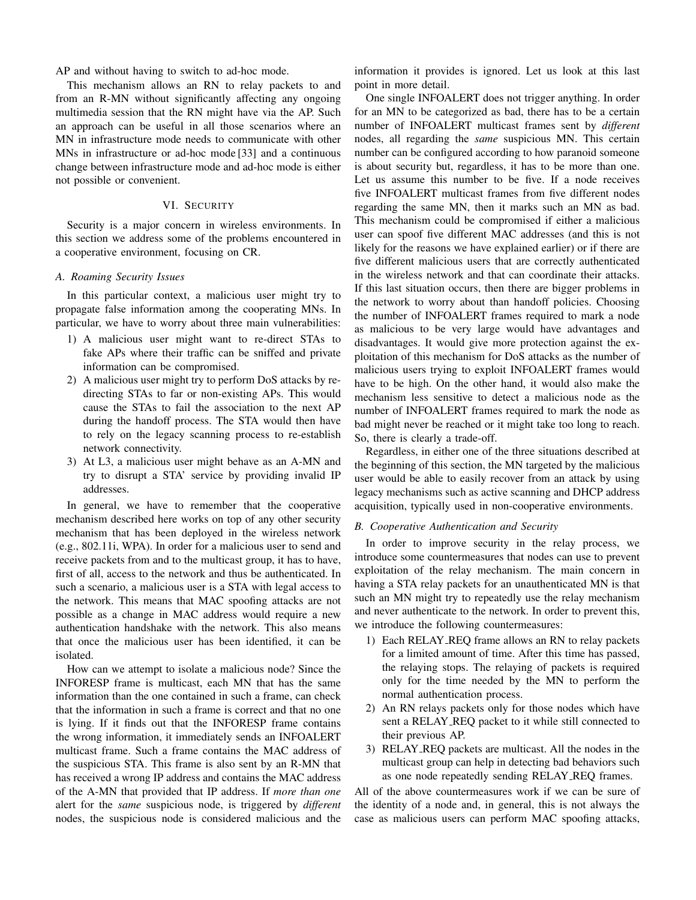AP and without having to switch to ad-hoc mode.

This mechanism allows an RN to relay packets to and from an R-MN without significantly affecting any ongoing multimedia session that the RN might have via the AP. Such an approach can be useful in all those scenarios where an MN in infrastructure mode needs to communicate with other MNs in infrastructure or ad-hoc mode [33] and a continuous change between infrastructure mode and ad-hoc mode is either not possible or convenient.

## VI. Security

Security is a major concern in wireless environments. In this section we address some of the problems encountered in a cooperative environment, focusing on CR.

### A. Roaming Security Issues

In this particular context, a malicious user might try to propagate false information among the cooperating MNs. In particular, we have to worry about three main vulnerabilities:

1) A malicious user might want to re-direct STAs to fake APs where their traffic can be sniffed and private information can be compromised.
2) A malicious user might try to perform DoS attacks by re-directing STAs to far or non-existing APs. This would cause the STAs to fail the association to the next AP during the handoff process. The STA would then have to rely on the legacy scanning process to re-establish network connectivity.
3) At L3, a malicious user might behave as an A-MN and try to disrupt a STA' service by providing invalid IP addresses.

In general, we have to remember that the cooperative mechanism described here works on top of any other security mechanism that has been deployed in the wireless network (e.g., 802.11i, WPA). In order for a malicious user to send and receive packets from and to the multicast group, it has to have, first of all, access to the network and thus be authenticated. In such a scenario, a malicious user is a STA with legal access to the network. This means that MAC spoofing attacks are not possible as a change in MAC address would require a new authentication handshake with the network. This also means that once the malicious user has been identified, it can be isolated.

How can we attempt to isolate a malicious node? Since the INFORESP frame is multicast, each MN that has the same information than the one contained in such a frame, can check that the information in such a frame is correct and that no one is lying. If it finds out that the INFORESP frame contains the wrong information, it immediately sends an INFOALERT multicast frame. Such a frame contains the MAC address of the suspicious STA. This frame is also sent by an R-MN that has received a wrong IP address and contains the MAC address of the A-MN that provided that IP address. If *more than one* alert for the *same* suspicious node, is triggered by *different* nodes, the suspicious node is considered malicious and the information it provides is ignored. Let us look at this last point in more detail.

One single INFOALERT does not trigger anything. In order for an MN to be categorized as bad, there has to be a certain number of INFOALERT multicast frames sent by *different* nodes, all regarding the *same* suspicious MN. This certain number can be configured according to how paranoid someone is about security but, regardless, it has to be more than one. Let us assume this number to be five. If a node receives five INFOALERT multicast frames from five different nodes regarding the same MN, then it marks such an MN as bad. This mechanism could be compromised if either a malicious user can spoof five different MAC addresses (and this is not likely for the reasons we have explained earlier) or if there are five different malicious users that are correctly authenticated in the wireless network and that can coordinate their attacks. If this last situation occurs, then there are bigger problems in the network to worry about than handoff policies. Choosing the number of INFOALERT frames required to mark a node as malicious to be very large would have advantages and disadvantages. It would give more protection against the exploitation of this mechanism for DoS attacks as the number of malicious users trying to exploit INFOALERT frames would have to be high. On the other hand, it would also make the mechanism less sensitive to detect a malicious node as the number of INFOALERT frames required to mark the node as bad might never be reached or it might take too long to reach. So, there is clearly a trade-off.

Regardless, in either one of the three situations described at the beginning of this section, the MN targeted by the malicious user would be able to easily recover from an attack by using legacy mechanisms such as active scanning and DHCP address acquisition, typically used in non-cooperative environments.

### B. Cooperative Authentication and Security

In order to improve security in the relay process, we introduce some countermeasures that nodes can use to prevent exploitation of the relay mechanism. The main concern in having a STA relay packets for an unauthenticated MN is that such an MN might try to repeatedly use the relay mechanism and never authenticate to the network. In order to prevent this, we introduce the following countermeasures:

1) Each RELAY_REQ frame allows an RN to relay packets for a limited amount of time. After this time has passed, the relaying stops. The relaying of packets is required only for the time needed by the MN to perform the normal authentication process.
2) An RN relays packets only for those nodes which have sent a RELAY_REQ packet to it while still connected to their previous AP.
3) RELAY_REQ packets are multicast. All the nodes in the multicast group can help in detecting bad behaviors such as one node repeatedly sending RELAY_REQ frames.

All of the above countermeasures work if we can be sure of the identity of a node and, in general, this is not always the case as malicious users can perform MAC spoofing attacks,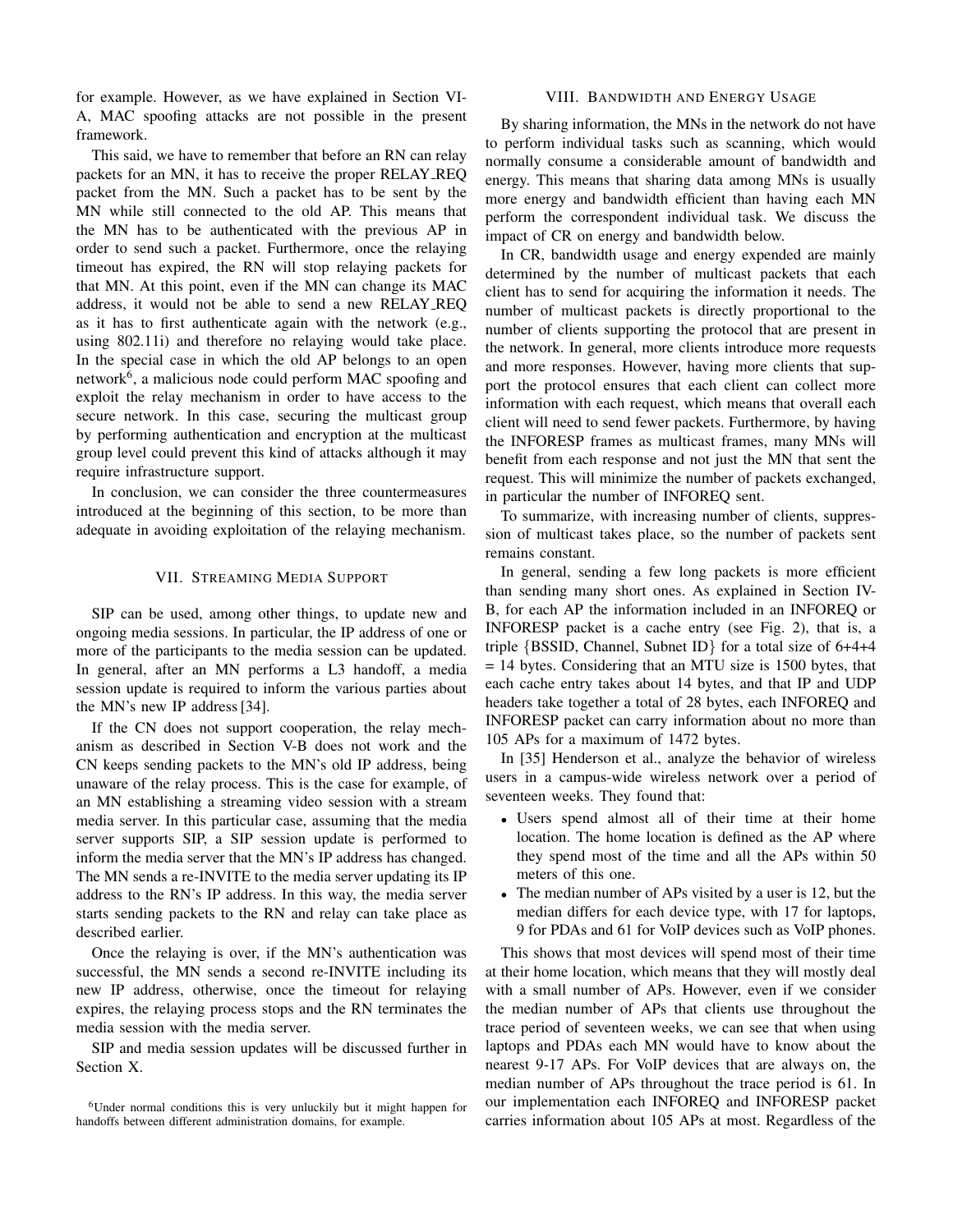for example. However, as we have explained in Section VI-A, MAC spoofing attacks are not possible in the present framework.

This said, we have to remember that before an RN can relay packets for an MN, it has to receive the proper RELAY_REQ packet from the MN. Such a packet has to be sent by the MN while still connected to the old AP. This means that the MN has to be authenticated with the previous AP in order to send such a packet. Furthermore, once the relaying timeout has expired, the RN will stop relaying packets for that MN. At this point, even if the MN can change its MAC address, it would not be able to send a new RELAY_REQ as it has to first authenticate again with the network (e.g., using 802.11i) and therefore no relaying would take place. In the special case in which the old AP belongs to an open network[6], a malicious node could perform MAC spoofing and exploit the relay mechanism in order to have access to the secure network. In this case, securing the multicast group by performing authentication and encryption at the multicast group level could prevent this kind of attacks although it may require infrastructure support.

In conclusion, we can consider the three countermeasures introduced at the beginning of this section, to be more than adequate in avoiding exploitation of the relaying mechanism.

## VII. Streaming Media Support

SIP can be used, among other things, to update new and ongoing media sessions. In particular, the IP address of one or more of the participants to the media session can be updated. In general, after an MN performs a L3 handoff, a media session update is required to inform the various parties about the MN's new IP address [34].

If the CN does not support cooperation, the relay mechanism as described in Section V-B does not work and the CN keeps sending packets to the MN's old IP address, being unaware of the relay process. This is the case for example, of an MN establishing a streaming video session with a stream media server. In this particular case, assuming that the media server supports SIP, a SIP session update is performed to inform the media server that the MN's IP address has changed. The MN sends a re-INVITE to the media server updating its IP address to the RN's IP address. In this way, the media server starts sending packets to the RN and relay can take place as described earlier.

Once the relaying is over, if the MN's authentication was successful, the MN sends a second re-INVITE including its new IP address, otherwise, once the timeout for relaying expires, the relaying process stops and the RN terminates the media session with the media server.

SIP and media session updates will be discussed further in Section X.

[6] Under normal conditions this is very unluckily but it might happen for handoffs between different administration domains, for example.

## VIII. Bandwidth and Energy Usage

By sharing information, the MNs in the network do not have to perform individual tasks such as scanning, which would normally consume a considerable amount of bandwidth and energy. This means that sharing data among MNs is usually more energy and bandwidth efficient than having each MN perform the correspondent individual task. We discuss the impact of CR on energy and bandwidth below.

In CR, bandwidth usage and energy expended are mainly determined by the number of multicast packets that each client has to send for acquiring the information it needs. The number of multicast packets is directly proportional to the number of clients supporting the protocol that are present in the network. In general, more clients introduce more requests and more responses. However, having more clients that support the protocol ensures that each client can collect more information with each request, which means that overall each client will need to send fewer packets. Furthermore, by having the INFORESP frames as multicast frames, many MNs will benefit from each response and not just the MN that sent the request. This will minimize the number of packets exchanged, in particular the number of INFOREQ sent.

To summarize, with increasing number of clients, suppression of multicast takes place, so the number of packets sent remains constant.

In general, sending a few long packets is more efficient than sending many short ones. As explained in Section IV-B, for each AP the information included in an INFOREQ or INFORESP packet is a cache entry (see Fig. 2), that is, a triple {BSSID, Channel, Subnet ID} for a total size of 6+4+4 = 14 bytes. Considering that an MTU size is 1500 bytes, that each cache entry takes about 14 bytes, and that IP and UDP headers take together a total of 28 bytes, each INFOREQ and INFORESP packet can carry information about no more than 105 APs for a maximum of 1472 bytes.

In [35] Henderson et al., analyze the behavior of wireless users in a campus-wide wireless network over a period of seventeen weeks. They found that:

- Users spend almost all of their time at their home location. The home location is defined as the AP where they spend most of the time and all the APs within 50 meters of this one.
- The median number of APs visited by a user is 12, but the median differs for each device type, with 17 for laptops, 9 for PDAs and 61 for VoIP devices such as VoIP phones.

This shows that most devices will spend most of their time at their home location, which means that they will mostly deal with a small number of APs. However, even if we consider the median number of APs that clients use throughout the trace period of seventeen weeks, we can see that when using laptops and PDAs each MN would have to know about the nearest 9-17 APs. For VoIP devices that are always on, the median number of APs throughout the trace period is 61. In our implementation each INFOREQ and INFORESP packet carries information about 105 APs at most. Regardless of the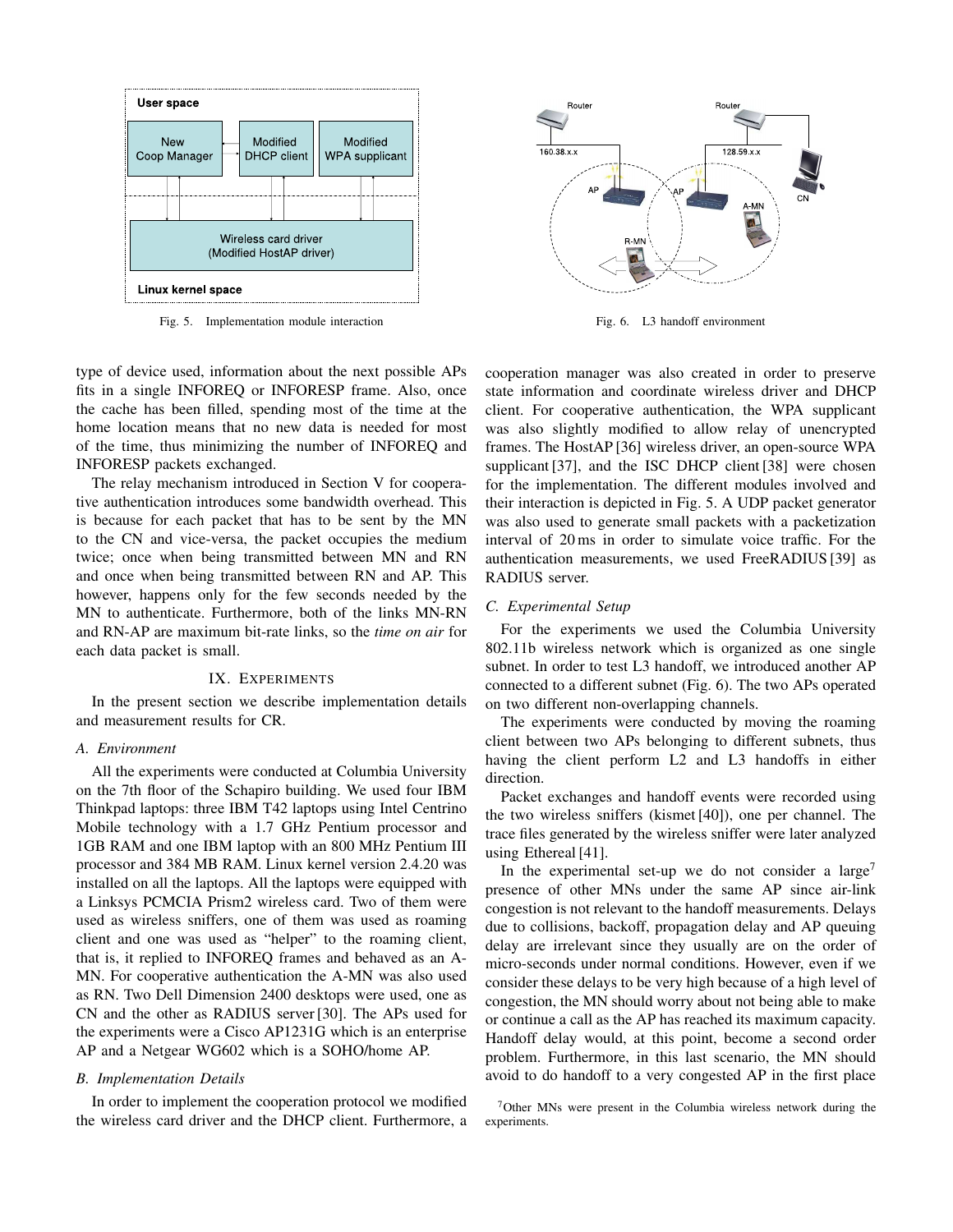Fig. 5. Implementation module interaction

Fig. 6. L3 handoff environment

type of device used, information about the next possible APs fits in a single INFOREQ or INFORESP frame. Also, once the cache has been filled, spending most of the time at the home location means that no new data is needed for most of the time, thus minimizing the number of INFOREQ and INFORESP packets exchanged.

The relay mechanism introduced in Section V for cooperative authentication introduces some bandwidth overhead. This is because for each packet that has to be sent by the MN to the CN and vice-versa, the packet occupies the medium twice; once when being transmitted between MN and RN and once when being transmitted between RN and AP. This however, happens only for the few seconds needed by the MN to authenticate. Furthermore, both of the links MN-RN and RN-AP are maximum bit-rate links, so the *time on air* for each data packet is small.

## IX. Experiments

In the present section we describe implementation details and measurement results for CR.

### A. Environment

All the experiments were conducted at Columbia University on the 7th floor of the Schapiro building. We used four IBM Thinkpad laptops: three IBM T42 laptops using Intel Centrino Mobile technology with a 1.7 GHz Pentium processor and 1GB RAM and one IBM laptop with an 800 MHz Pentium III processor and 384 MB RAM. Linux kernel version 2.4.20 was installed on all the laptops. All the laptops were equipped with a Linksys PCMCIA Prism2 wireless card. Two of them were used as wireless sniffers, one of them was used as roaming client and one was used as "helper" to the roaming client, that is, it replied to INFOREQ frames and behaved as an A-MN. For cooperative authentication the A-MN was also used as RN. Two Dell Dimension 2400 desktops were used, one as CN and the other as RADIUS server [30]. The APs used for the experiments were a Cisco AP1231G which is an enterprise AP and a Netgear WG602 which is a SOHO/home AP.

### B. Implementation Details

In order to implement the cooperation protocol we modified the wireless card driver and the DHCP client. Furthermore, a cooperation manager was also created in order to preserve state information and coordinate wireless driver and DHCP client. For cooperative authentication, the WPA supplicant was also slightly modified to allow relay of unencrypted frames. The HostAP [36] wireless driver, an open-source WPA supplicant [37], and the ISC DHCP client [38] were chosen for the implementation. The different modules involved and their interaction is depicted in Fig. 5. A UDP packet generator was also used to generate small packets with a packetization interval of 20 ms in order to simulate voice traffic. For the authentication measurements, we used FreeRADIUS [39] as RADIUS server.

### C. Experimental Setup

For the experiments we used the Columbia University 802.11b wireless network which is organized as one single subnet. In order to test L3 handoff, we introduced another AP connected to a different subnet (Fig. 6). The two APs operated on two different non-overlapping channels.

The experiments were conducted by moving the roaming client between two APs belonging to different subnets, thus having the client perform L2 and L3 handoffs in either direction.

Packet exchanges and handoff events were recorded using the two wireless sniffers (kismet [40]), one per channel. The trace files generated by the wireless sniffer were later analyzed using Ethereal [41].

In the experimental set-up we do not consider a large[7] presence of other MNs under the same AP since air-link congestion is not relevant to the handoff measurements. Delays due to collisions, backoff, propagation delay and AP queuing delay are irrelevant since they usually are on the order of micro-seconds under normal conditions. However, even if we consider these delays to be very high because of a high level of congestion, the MN should worry about not being able to make or continue a call as the AP has reached its maximum capacity. Handoff delay would, at this point, become a second order problem. Furthermore, in this last scenario, the MN should avoid to do handoff to a very congested AP in the first place

[7] Other MNs were present in the Columbia wireless network during the experiments.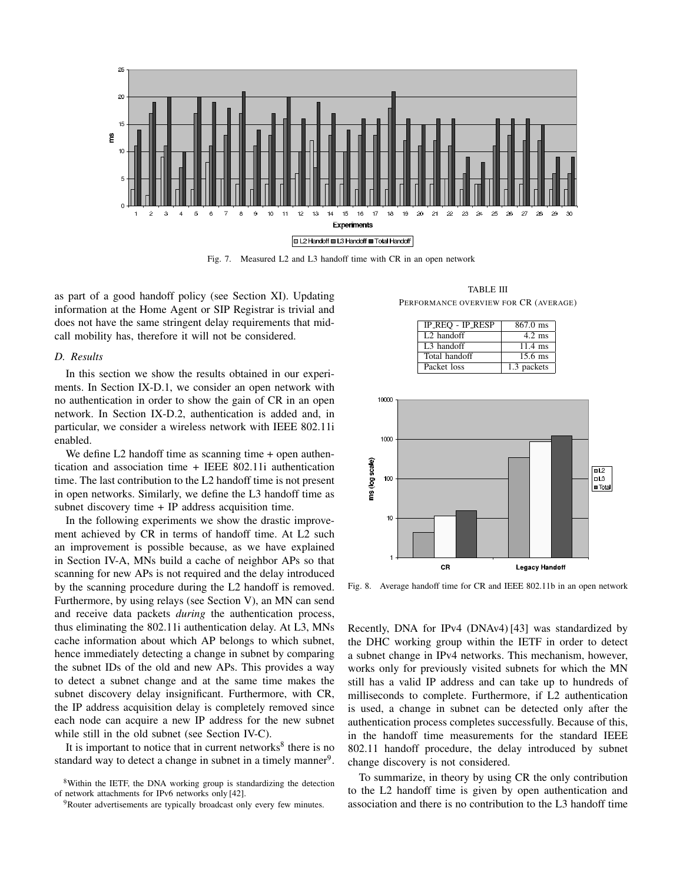Fig. 7. Measured L2 and L3 handoff time with CR in an open network

as part of a good handoff policy (see Section XI). Updating information at the Home Agent or SIP Registrar is trivial and does not have the same stringent delay requirements that mid-call mobility has, therefore it will not be considered.

### D. Results

In this section we show the results obtained in our experiments. In Section IX-D.1, we consider an open network with no authentication in order to show the gain of CR in an open network. In Section IX-D.2, authentication is added and, in particular, we consider a wireless network with IEEE 802.11i enabled.

We define L2 handoff time as scanning time + open authentication and association time + IEEE 802.11i authentication time. The last contribution to the L2 handoff time is not present in open networks. Similarly, we define the L3 handoff time as subnet discovery time + IP address acquisition time.

In the following experiments we show the drastic improvement achieved by CR in terms of handoff time. At L2 such an improvement is possible because, as we have explained in Section IV-A, MNs build a cache of neighbor APs so that scanning for new APs is not required and the delay introduced by the scanning procedure during the L2 handoff is removed. Furthermore, by using relays (see Section V), an MN can send and receive data packets *during* the authentication process, thus eliminating the 802.11i authentication delay. At L3, MNs cache information about which AP belongs to which subnet, hence immediately detecting a change in subnet by comparing the subnet IDs of the old and new APs. This provides a way to detect a subnet change and at the same time makes the subnet discovery delay insignificant. Furthermore, with CR, the IP address acquisition delay is completely removed since each node can acquire a new IP address for the new subnet while still in the old subnet (see Section IV-C).

It is important to notice that in current networks[8] there is no standard way to detect a change in subnet in a timely manner[9]. Recently, DNA for IPv4 (DNAv4) [43] was standardized by the DHC working group within the IETF in order to detect a subnet change in IPv4 networks. This mechanism, however, works only for previously visited subnets for which the MN still has a valid IP address and can take up to hundreds of milliseconds to complete. Furthermore, if L2 authentication is used, a change in subnet can be detected only after the authentication process completes successfully. Because of this, in the handoff time measurements for the standard IEEE 802.11 handoff procedure, the delay introduced by subnet change discovery is not considered.

To summarize, in theory by using CR the only contribution to the L2 handoff time is given by open authentication and association and there is no contribution to the L3 handoff time

TABLE III
PERFORMANCE OVERVIEW FOR CR (AVERAGE)

| | |
|---|---|
| IP_REQ - IP_RESP | 867.0 ms |
| L2 handoff | 4.2 ms |
| L3 handoff | 11.4 ms |
| Total handoff | 15.6 ms |
| Packet loss | 1.3 packets |

Fig. 8. Average handoff time for CR and IEEE 802.11b in an open network

[8]Within the IETF, the DNA working group is standardizing the detection of network attachments for IPv6 networks only [42].

[9]Router advertisements are typically broadcast only every few minutes.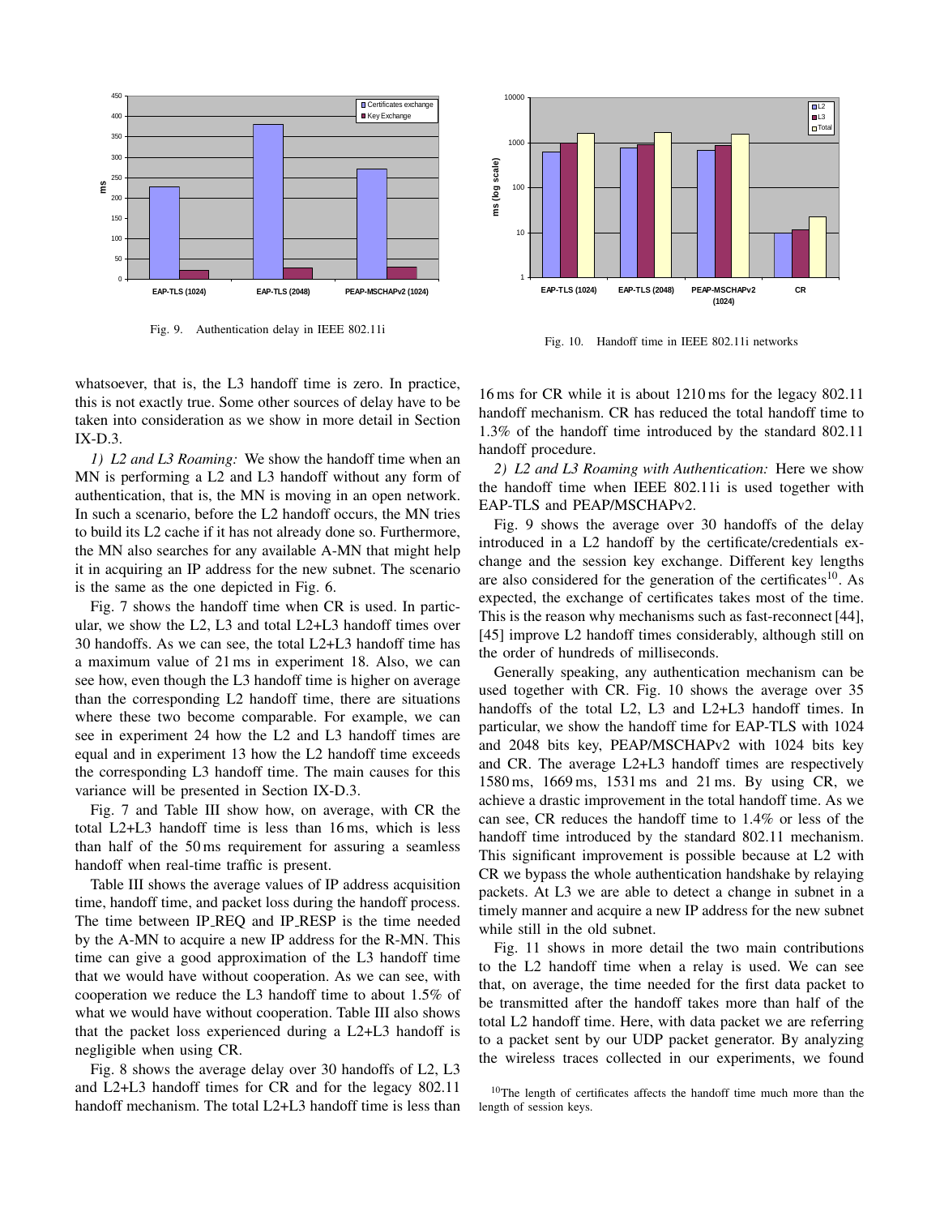Fig. 9. Authentication delay in IEEE 802.11i

Fig. 10. Handoff time in IEEE 802.11i networks

whatsoever, that is, the L3 handoff time is zero. In practice, this is not exactly true. Some other sources of delay have to be taken into consideration as we show in more detail in Section IX-D.3.

*1) L2 and L3 Roaming:* We show the handoff time when an MN is performing a L2 and L3 handoff without any form of authentication, that is, the MN is moving in an open network. In such a scenario, before the L2 handoff occurs, the MN tries to build its L2 cache if it has not already done so. Furthermore, the MN also searches for any available A-MN that might help it in acquiring an IP address for the new subnet. The scenario is the same as the one depicted in Fig. 6.

Fig. 7 shows the handoff time when CR is used. In particular, we show the L2, L3 and total L2+L3 handoff times over 30 handoffs. As we can see, the total L2+L3 handoff time has a maximum value of 21 ms in experiment 18. Also, we can see how, even though the L3 handoff time is higher on average than the corresponding L2 handoff time, there are situations where these two become comparable. For example, we can see in experiment 24 how the L2 and L3 handoff times are equal and in experiment 13 how the L2 handoff time exceeds the corresponding L3 handoff time. The main causes for this variance will be presented in Section IX-D.3.

Fig. 7 and Table III show how, on average, with CR the total L2+L3 handoff time is less than 16 ms, which is less than half of the 50 ms requirement for assuring a seamless handoff when real-time traffic is present.

Table III shows the average values of IP address acquisition time, handoff time, and packet loss during the handoff process. The time between IP_REQ and IP_RESP is the time needed by the A-MN to acquire a new IP address for the R-MN. This time can give a good approximation of the L3 handoff time that we would have without cooperation. As we can see, with cooperation we reduce the L3 handoff time to about 1.5% of what we would have without cooperation. Table III also shows that the packet loss experienced during a L2+L3 handoff is negligible when using CR.

Fig. 8 shows the average delay over 30 handoffs of L2, L3 and L2+L3 handoff times for CR and for the legacy 802.11 handoff mechanism. The total L2+L3 handoff time is less than 16 ms for CR while it is about 1210 ms for the legacy 802.11 handoff mechanism. CR has reduced the total handoff time to 1.3% of the handoff time introduced by the standard 802.11 handoff procedure.

*2) L2 and L3 Roaming with Authentication:* Here we show the handoff time when IEEE 802.11i is used together with EAP-TLS and PEAP/MSCHAPv2.

Fig. 9 shows the average over 30 handoffs of the delay introduced in a L2 handoff by the certificate/credentials exchange and the session key exchange. Different key lengths are also considered for the generation of the certificates[10]. As expected, the exchange of certificates takes most of the time. This is the reason why mechanisms such as fast-reconnect [44], [45] improve L2 handoff times considerably, although still on the order of hundreds of milliseconds.

Generally speaking, any authentication mechanism can be used together with CR. Fig. 10 shows the average over 35 handoffs of the total L2, L3 and L2+L3 handoff times. In particular, we show the handoff time for EAP-TLS with 1024 and 2048 bits key, PEAP/MSCHAPv2 with 1024 bits key and CR. The average L2+L3 handoff times are respectively 1580 ms, 1669 ms, 1531 ms and 21 ms. By using CR, we achieve a drastic improvement in the total handoff time. As we can see, CR reduces the handoff time to 1.4% or less of the handoff time introduced by the standard 802.11 mechanism. This significant improvement is possible because at L2 with CR we bypass the whole authentication handshake by relaying packets. At L3 we are able to detect a change in subnet in a timely manner and acquire a new IP address for the new subnet while still in the old subnet.

Fig. 11 shows in more detail the two main contributions to the L2 handoff time when a relay is used. We can see that, on average, the time needed for the first data packet to be transmitted after the handoff takes more than half of the total L2 handoff time. Here, with data packet we are referring to a packet sent by our UDP packet generator. By analyzing the wireless traces collected in our experiments, we found

[10]The length of certificates affects the handoff time much more than the length of session keys.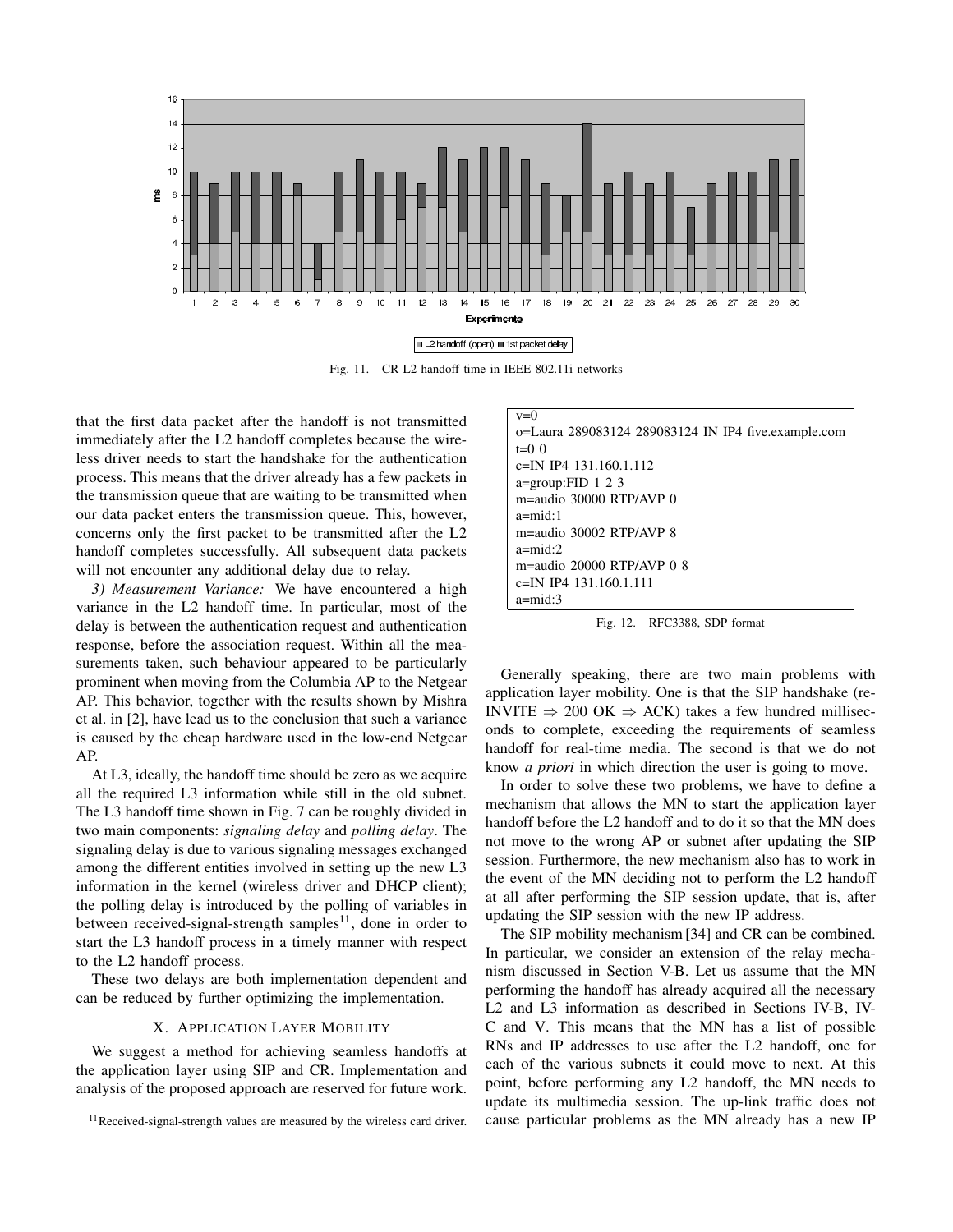Fig. 11. CR L2 handoff time in IEEE 802.11i networks

that the first data packet after the handoff is not transmitted immediately after the L2 handoff completes because the wireless driver needs to start the handshake for the authentication process. This means that the driver already has a few packets in the transmission queue that are waiting to be transmitted when our data packet enters the transmission queue. This, however, concerns only the first packet to be transmitted after the L2 handoff completes successfully. All subsequent data packets will not encounter any additional delay due to relay.

*3) Measurement Variance:* We have encountered a high variance in the L2 handoff time. In particular, most of the delay is between the authentication request and authentication response, before the association request. Within all the measurements taken, such behaviour appeared to be particularly prominent when moving from the Columbia AP to the Netgear AP. This behavior, together with the results shown by Mishra et al. in [2], have lead us to the conclusion that such a variance is caused by the cheap hardware used in the low-end Netgear AP.

At L3, ideally, the handoff time should be zero as we acquire all the required L3 information while still in the old subnet. The L3 handoff time shown in Fig. 7 can be roughly divided in two main components: *signaling delay* and *polling delay*. The signaling delay is due to various signaling messages exchanged among the different entities involved in setting up the new L3 information in the kernel (wireless driver and DHCP client); the polling delay is introduced by the polling of variables in between received-signal-strength samples[11], done in order to start the L3 handoff process in a timely manner with respect to the L2 handoff process.

These two delays are both implementation dependent and can be reduced by further optimizing the implementation.

## X. Application Layer Mobility

We suggest a method for achieving seamless handoffs at the application layer using SIP and CR. Implementation and analysis of the proposed approach are reserved for future work.

[11] Received-signal-strength values are measured by the wireless card driver.

```
v=0
o=Laura 289083124 289083124 IN IP4 five.example.com
t=0 0
c=IN IP4 131.160.1.112
a=group:FID 1 2 3
m=audio 30000 RTP/AVP 0
a=mid:1
m=audio 30002 RTP/AVP 8
a=mid:2
m=audio 20000 RTP/AVP 0 8
c=IN IP4 131.160.1.111
a=mid:3
```

Fig. 12. RFC3388, SDP format

Generally speaking, there are two main problems with application layer mobility. One is that the SIP handshake (re-INVITE $\Rightarrow$ 200 OK $\Rightarrow$ ACK) takes a few hundred milliseconds to complete, exceeding the requirements of seamless handoff for real-time media. The second is that we do not know *a priori* in which direction the user is going to move.

In order to solve these two problems, we have to define a mechanism that allows the MN to start the application layer handoff before the L2 handoff and to do it so that the MN does not move to the wrong AP or subnet after updating the SIP session. Furthermore, the new mechanism also has to work in the event of the MN deciding not to perform the L2 handoff at all after performing the SIP session update, that is, after updating the SIP session with the new IP address.

The SIP mobility mechanism [34] and CR can be combined. In particular, we consider an extension of the relay mechanism discussed in Section V-B. Let us assume that the MN performing the handoff has already acquired all the necessary L2 and L3 information as described in Sections IV-B, IV-C and V. This means that the MN has a list of possible RNs and IP addresses to use after the L2 handoff, one for each of the various subnets it could move to next. At this point, before performing any L2 handoff, the MN needs to update its multimedia session. The up-link traffic does not cause particular problems as the MN already has a new IP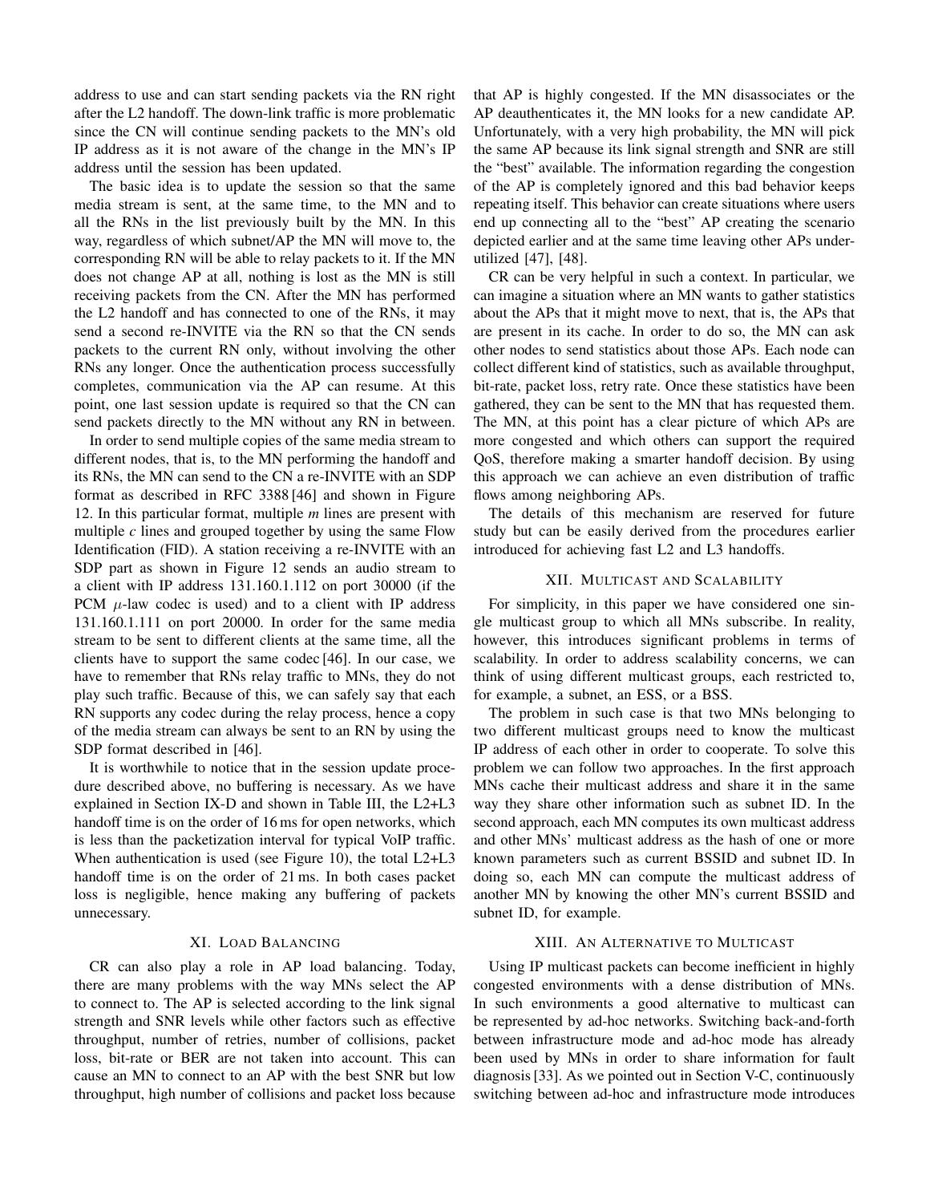address to use and can start sending packets via the RN right after the L2 handoff. The down-link traffic is more problematic since the CN will continue sending packets to the MN's old IP address as it is not aware of the change in the MN's IP address until the session has been updated.

The basic idea is to update the session so that the same media stream is sent, at the same time, to the MN and to all the RNs in the list previously built by the MN. In this way, regardless of which subnet/AP the MN will move to, the corresponding RN will be able to relay packets to it. If the MN does not change AP at all, nothing is lost as the MN is still receiving packets from the CN. After the MN has performed the L2 handoff and has connected to one of the RNs, it may send a second re-INVITE via the RN so that the CN sends packets to the current RN only, without involving the other RNs any longer. Once the authentication process successfully completes, communication via the AP can resume. At this point, one last session update is required so that the CN can send packets directly to the MN without any RN in between.

In order to send multiple copies of the same media stream to different nodes, that is, to the MN performing the handoff and its RNs, the MN can send to the CN a re-INVITE with an SDP format as described in RFC 3388 [46] and shown in Figure 12. In this particular format, multiple *m* lines are present with multiple *c* lines and grouped together by using the same Flow Identification (FID). A station receiving a re-INVITE with an SDP part as shown in Figure 12 sends an audio stream to a client with IP address 131.160.1.112 on port 30000 (if the PCM $\mu$-law codec is used) and to a client with IP address 131.160.1.111 on port 20000. In order for the same media stream to be sent to different clients at the same time, all the clients have to support the same codec [46]. In our case, we have to remember that RNs relay traffic to MNs, they do not play such traffic. Because of this, we can safely say that each RN supports any codec during the relay process, hence a copy of the media stream can always be sent to an RN by using the SDP format described in [46].

It is worthwhile to notice that in the session update procedure described above, no buffering is necessary. As we have explained in Section IX-D and shown in Table III, the L2+L3 handoff time is on the order of 16 ms for open networks, which is less than the packetization interval for typical VoIP traffic. When authentication is used (see Figure 10), the total L2+L3 handoff time is on the order of 21 ms. In both cases packet loss is negligible, hence making any buffering of packets unnecessary.

## XI. Load Balancing

CR can also play a role in AP load balancing. Today, there are many problems with the way MNs select the AP to connect to. The AP is selected according to the link signal strength and SNR levels while other factors such as effective throughput, number of retries, number of collisions, packet loss, bit-rate or BER are not taken into account. This can cause an MN to connect to an AP with the best SNR but low throughput, high number of collisions and packet loss because that AP is highly congested. If the MN disassociates or the AP deauthenticates it, the MN looks for a new candidate AP. Unfortunately, with a very high probability, the MN will pick the same AP because its link signal strength and SNR are still the "best" available. The information regarding the congestion of the AP is completely ignored and this bad behavior keeps repeating itself. This behavior can create situations where users end up connecting all to the "best" AP creating the scenario depicted earlier and at the same time leaving other APs under-utilized [47], [48].

CR can be very helpful in such a context. In particular, we can imagine a situation where an MN wants to gather statistics about the APs that it might move to next, that is, the APs that are present in its cache. In order to do so, the MN can ask other nodes to send statistics about those APs. Each node can collect different kind of statistics, such as available throughput, bit-rate, packet loss, retry rate. Once these statistics have been gathered, they can be sent to the MN that has requested them. The MN, at this point has a clear picture of which APs are more congested and which others can support the required QoS, therefore making a smarter handoff decision. By using this approach we can achieve an even distribution of traffic flows among neighboring APs.

The details of this mechanism are reserved for future study but can be easily derived from the procedures earlier introduced for achieving fast L2 and L3 handoffs.

## XII. Multicast and Scalability

For simplicity, in this paper we have considered one single multicast group to which all MNs subscribe. In reality, however, this introduces significant problems in terms of scalability. In order to address scalability concerns, we can think of using different multicast groups, each restricted to, for example, a subnet, an ESS, or a BSS.

The problem in such case is that two MNs belonging to two different multicast groups need to know the multicast IP address of each other in order to cooperate. To solve this problem we can follow two approaches. In the first approach MNs cache their multicast address and share it in the same way they share other information such as subnet ID. In the second approach, each MN computes its own multicast address and other MNs' multicast address as the hash of one or more known parameters such as current BSSID and subnet ID. In doing so, each MN can compute the multicast address of another MN by knowing the other MN's current BSSID and subnet ID, for example.

## XIII. An Alternative to Multicast

Using IP multicast packets can become inefficient in highly congested environments with a dense distribution of MNs. In such environments a good alternative to multicast can be represented by ad-hoc networks. Switching back-and-forth between infrastructure mode and ad-hoc mode has already been used by MNs in order to share information for fault diagnosis [33]. As we pointed out in Section V-C, continuously switching between ad-hoc and infrastructure mode introduces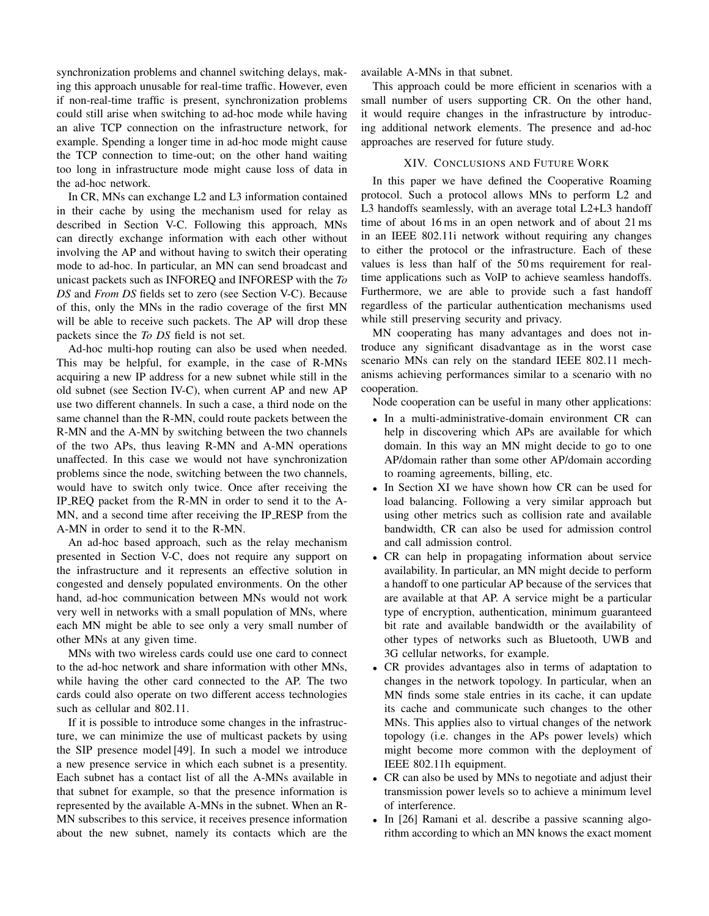synchronization problems and channel switching delays, making this approach unusable for real-time traffic. However, even if non-real-time traffic is present, synchronization problems could still arise when switching to ad-hoc mode while having an alive TCP connection on the infrastructure network, for example. Spending a longer time in ad-hoc mode might cause the TCP connection to time-out; on the other hand waiting too long in infrastructure mode might cause loss of data in the ad-hoc network.

In CR, MNs can exchange L2 and L3 information contained in their cache by using the mechanism used for relay as described in Section V-C. Following this approach, MNs can directly exchange information with each other without involving the AP and without having to switch their operating mode to ad-hoc. In particular, an MN can send broadcast and unicast packets such as INFOREQ and INFORESP with the *To DS* and *From DS* fields set to zero (see Section V-C). Because of this, only the MNs in the radio coverage of the first MN will be able to receive such packets. The AP will drop these packets since the *To DS* field is not set.

Ad-hoc multi-hop routing can also be used when needed. This may be helpful, for example, in the case of R-MNs acquiring a new IP address for a new subnet while still in the old subnet (see Section IV-C), when current AP and new AP use two different channels. In such a case, a third node on the same channel than the R-MN, could route packets between the R-MN and the A-MN by switching between the two channels of the two APs, thus leaving R-MN and A-MN operations unaffected. In this case we would not have synchronization problems since the node, switching between the two channels, would have to switch only twice. Once after receiving the IP_REQ packet from the R-MN in order to send it to the A-MN, and a second time after receiving the IP_RESP from the A-MN in order to send it to the R-MN.

An ad-hoc based approach, such as the relay mechanism presented in Section V-C, does not require any support on the infrastructure and it represents an effective solution in congested and densely populated environments. On the other hand, ad-hoc communication between MNs would not work very well in networks with a small population of MNs, where each MN might be able to see only a very small number of other MNs at any given time.

MNs with two wireless cards could use one card to connect to the ad-hoc network and share information with other MNs, while having the other card connected to the AP. The two cards could also operate on two different access technologies such as cellular and 802.11.

If it is possible to introduce some changes in the infrastructure, we can minimize the use of multicast packets by using the SIP presence model [49]. In such a model we introduce a new presence service in which each subnet is a presentity. Each subnet has a contact list of all the A-MNs available in that subnet for example, so that the presence information is represented by the available A-MNs in the subnet. When an R-MN subscribes to this service, it receives presence information about the new subnet, namely its contacts which are the available A-MNs in that subnet.

This approach could be more efficient in scenarios with a small number of users supporting CR. On the other hand, it would require changes in the infrastructure by introducing additional network elements. The presence and ad-hoc approaches are reserved for future study.

## XIV. Conclusions and Future Work

In this paper we have defined the Cooperative Roaming protocol. Such a protocol allows MNs to perform L2 and L3 handoffs seamlessly, with an average total L2+L3 handoff time of about 16 ms in an open network and of about 21 ms in an IEEE 802.11i network without requiring any changes to either the protocol or the infrastructure. Each of these values is less than half of the 50 ms requirement for real-time applications such as VoIP to achieve seamless handoffs. Furthermore, we are able to provide such a fast handoff regardless of the particular authentication mechanisms used while still preserving security and privacy.

MN cooperating has many advantages and does not introduce any significant disadvantage as in the worst case scenario MNs can rely on the standard IEEE 802.11 mechanisms achieving performances similar to a scenario with no cooperation.

Node cooperation can be useful in many other applications:

- In a multi-administrative-domain environment CR can help in discovering which APs are available for which domain. In this way an MN might decide to go to one AP/domain rather than some other AP/domain according to roaming agreements, billing, etc.
- In Section XI we have shown how CR can be used for load balancing. Following a very similar approach but using other metrics such as collision rate and available bandwidth, CR can also be used for admission control and call admission control.
- CR can help in propagating information about service availability. In particular, an MN might decide to perform a handoff to one particular AP because of the services that are available at that AP. A service might be a particular type of encryption, authentication, minimum guaranteed bit rate and available bandwidth or the availability of other types of networks such as Bluetooth, UWB and 3G cellular networks, for example.
- CR provides advantages also in terms of adaptation to changes in the network topology. In particular, when an MN finds some stale entries in its cache, it can update its cache and communicate such changes to the other MNs. This applies also to virtual changes of the network topology (i.e. changes in the APs power levels) which might become more common with the deployment of IEEE 802.11h equipment.
- CR can also be used by MNs to negotiate and adjust their transmission power levels so to achieve a minimum level of interference.
- In [26] Ramani et al. describe a passive scanning algorithm according to which an MN knows the exact moment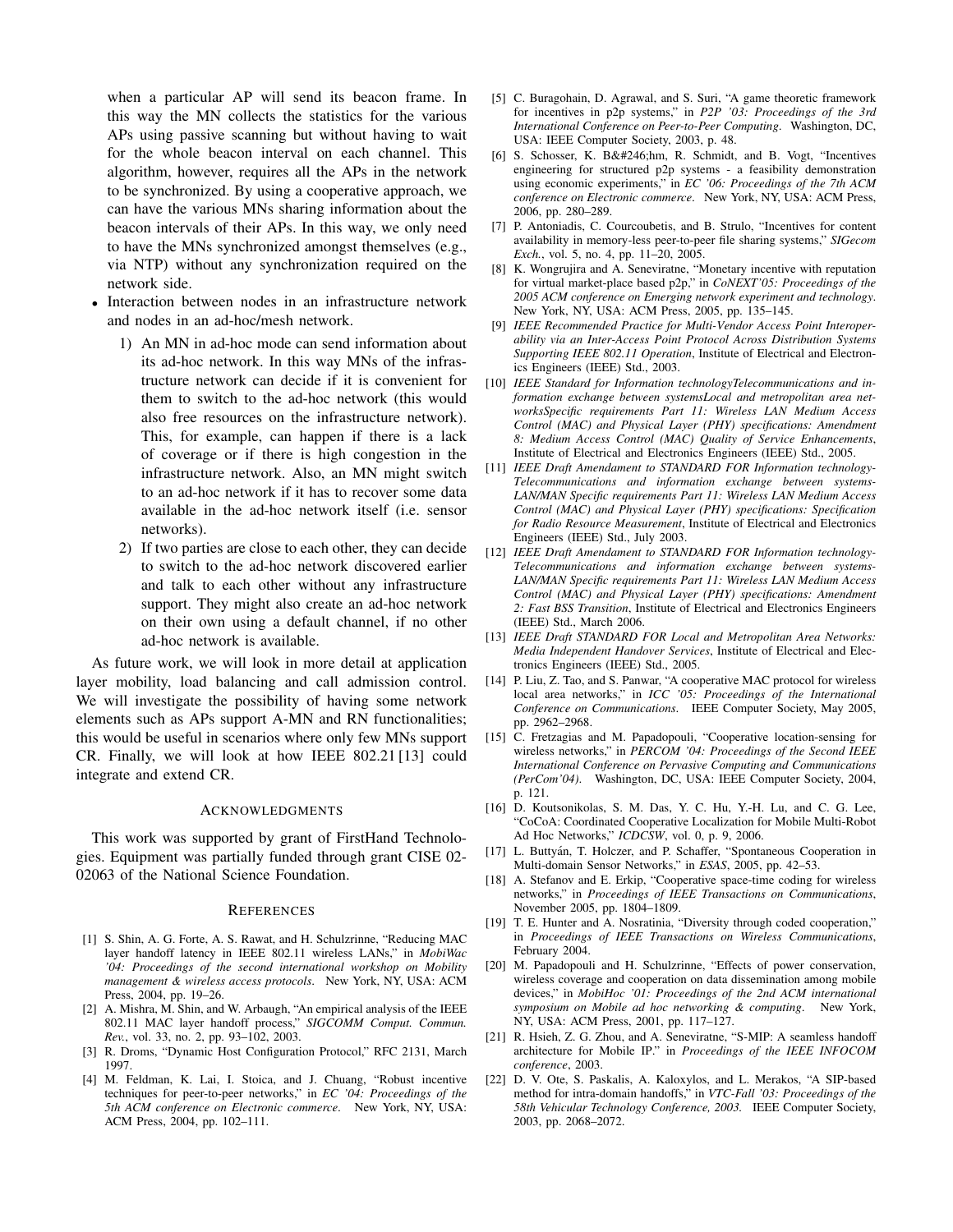when a particular AP will send its beacon frame. In this way the MN collects the statistics for the various APs using passive scanning but without having to wait for the whole beacon interval on each channel. This algorithm, however, requires all the APs in the network to be synchronized. By using a cooperative approach, we can have the various MNs sharing information about the beacon intervals of their APs. In this way, we only need to have the MNs synchronized amongst themselves (e.g., via NTP) without any synchronization required on the network side.

- Interaction between nodes in an infrastructure network and nodes in an ad-hoc/mesh network.
  1) An MN in ad-hoc mode can send information about its ad-hoc network. In this way MNs of the infrastructure network can decide if it is convenient for them to switch to the ad-hoc network (this would also free resources on the infrastructure network). This, for example, can happen if there is a lack of coverage or if there is high congestion in the infrastructure network. Also, an MN might switch to an ad-hoc network if it has to recover some data available in the ad-hoc network itself (i.e. sensor networks).
  2) If two parties are close to each other, they can decide to switch to the ad-hoc network discovered earlier and talk to each other without any infrastructure support. They might also create an ad-hoc network on their own using a default channel, if no other ad-hoc network is available.

As future work, we will look in more detail at application layer mobility, load balancing and call admission control. We will investigate the possibility of having some network elements such as APs support A-MN and RN functionalities; this would be useful in scenarios where only few MNs support CR. Finally, we will look at how IEEE 802.21 [13] could integrate and extend CR.

## Acknowledgments

This work was supported by grant of FirstHand Technologies. Equipment was partially funded through grant CISE 02-02063 of the National Science Foundation.

## References

[1] S. Shin, A. G. Forte, A. S. Rawat, and H. Schulzrinne, "Reducing MAC layer handoff latency in IEEE 802.11 wireless LANs," in *MobiWac '04: Proceedings of the second international workshop on Mobility management & wireless access protocols*. New York, NY, USA: ACM Press, 2004, pp. 19–26.

[2] A. Mishra, M. Shin, and W. Arbaugh, "An empirical analysis of the IEEE 802.11 MAC layer handoff process," *SIGCOMM Comput. Commun. Rev.*, vol. 33, no. 2, pp. 93–102, 2003.

[3] R. Droms, "Dynamic Host Configuration Protocol," RFC 2131, March 1997.

[4] M. Feldman, K. Lai, I. Stoica, and J. Chuang, "Robust incentive techniques for peer-to-peer networks," in *EC '04: Proceedings of the 5th ACM conference on Electronic commerce*. New York, NY, USA: ACM Press, 2004, pp. 102–111.

[5] C. Buragohain, D. Agrawal, and S. Suri, "A game theoretic framework for incentives in p2p systems," in *P2P '03: Proceedings of the 3rd International Conference on Peer-to-Peer Computing*. Washington, DC, USA: IEEE Computer Society, 2003, p. 48.

[6] S. Schosser, K. B&#246;hm, R. Schmidt, and B. Vogt, "Incentives engineering for structured p2p systems - a feasibility demonstration using economic experiments," in *EC '06: Proceedings of the 7th ACM conference on Electronic commerce*. New York, NY, USA: ACM Press, 2006, pp. 280–289.

[7] P. Antoniadis, C. Courcoubetis, and B. Strulo, "Incentives for content availability in memory-less peer-to-peer file sharing systems," *SIGecom Exch.*, vol. 5, no. 4, pp. 11–20, 2005.

[8] K. Wongrujira and A. Seneviratne, "Monetary incentive with reputation for virtual market-place based p2p," in *CoNEXT'05: Proceedings of the 2005 ACM conference on Emerging network experiment and technology*. New York, NY, USA: ACM Press, 2005, pp. 135–145.

[9] *IEEE Recommended Practice for Multi-Vendor Access Point Interoperability via an Inter-Access Point Protocol Across Distribution Systems Supporting IEEE 802.11 Operation*, Institute of Electrical and Electronics Engineers (IEEE) Std., 2003.

[10] *IEEE Standard for Information technologyTelecommunications and information exchange between systemsLocal and metropolitan area networksSpecific requirements Part 11: Wireless LAN Medium Access Control (MAC) and Physical Layer (PHY) specifications: Amendment 8: Medium Access Control (MAC) Quality of Service Enhancements*, Institute of Electrical and Electronics Engineers (IEEE) Std., 2005.

[11] *IEEE Draft Amendament to STANDARD FOR Information technology-Telecommunications and information exchange between systems-LAN/MAN Specific requirements Part 11: Wireless LAN Medium Access Control (MAC) and Physical Layer (PHY) specifications: Specification for Radio Resource Measurement*, Institute of Electrical and Electronics Engineers (IEEE) Std., July 2003.

[12] *IEEE Draft Amendament to STANDARD FOR Information technology-Telecommunications and information exchange between systems-LAN/MAN Specific requirements Part 11: Wireless LAN Medium Access Control (MAC) and Physical Layer (PHY) specifications: Amendment 2: Fast BSS Transition*, Institute of Electrical and Electronics Engineers (IEEE) Std., March 2006.

[13] *IEEE Draft STANDARD FOR Local and Metropolitan Area Networks: Media Independent Handover Services*, Institute of Electrical and Electronics Engineers (IEEE) Std., 2005.

[14] P. Liu, Z. Tao, and S. Panwar, "A cooperative MAC protocol for wireless local area networks," in *ICC '05: Proceedings of the International Conference on Communications*. IEEE Computer Society, May 2005, pp. 2962–2968.

[15] C. Fretzagias and M. Papadopouli, "Cooperative location-sensing for wireless networks," in *PERCOM '04: Proceedings of the Second IEEE International Conference on Pervasive Computing and Communications (PerCom'04)*. Washington, DC, USA: IEEE Computer Society, 2004, p. 121.

[16] D. Koutsonikolas, S. M. Das, Y. C. Hu, Y.-H. Lu, and C. G. Lee, "CoCoA: Coordinated Cooperative Localization for Mobile Multi-Robot Ad Hoc Networks," *ICDCSW*, vol. 0, p. 9, 2006.

[17] L. Buttyán, T. Holczer, and P. Schaffer, "Spontaneous Cooperation in Multi-domain Sensor Networks," in *ESAS*, 2005, pp. 42–53.

[18] A. Stefanov and E. Erkip, "Cooperative space-time coding for wireless networks," in *Proceedings of IEEE Transactions on Communications*, November 2005, pp. 1804–1809.

[19] T. E. Hunter and A. Nosratinia, "Diversity through coded cooperation," in *Proceedings of IEEE Transactions on Wireless Communications*, February 2004.

[20] M. Papadopouli and H. Schulzrinne, "Effects of power conservation, wireless coverage and cooperation on data dissemination among mobile devices," in *MobiHoc '01: Proceedings of the 2nd ACM international symposium on Mobile ad hoc networking & computing*. New York, NY, USA: ACM Press, 2001, pp. 117–127.

[21] R. Hsieh, Z. G. Zhou, and A. Seneviratne, "S-MIP: A seamless handoff architecture for Mobile IP." in *Proceedings of the IEEE INFOCOM conference*, 2003.

[22] D. V. Ote, S. Paskalis, A. Kaloxylos, and L. Merakos, "A SIP-based method for intra-domain handoffs," in *VTC-Fall '03: Proceedings of the 58th Vehicular Technology Conference, 2003.* IEEE Computer Society, 2003, pp. 2068–2072.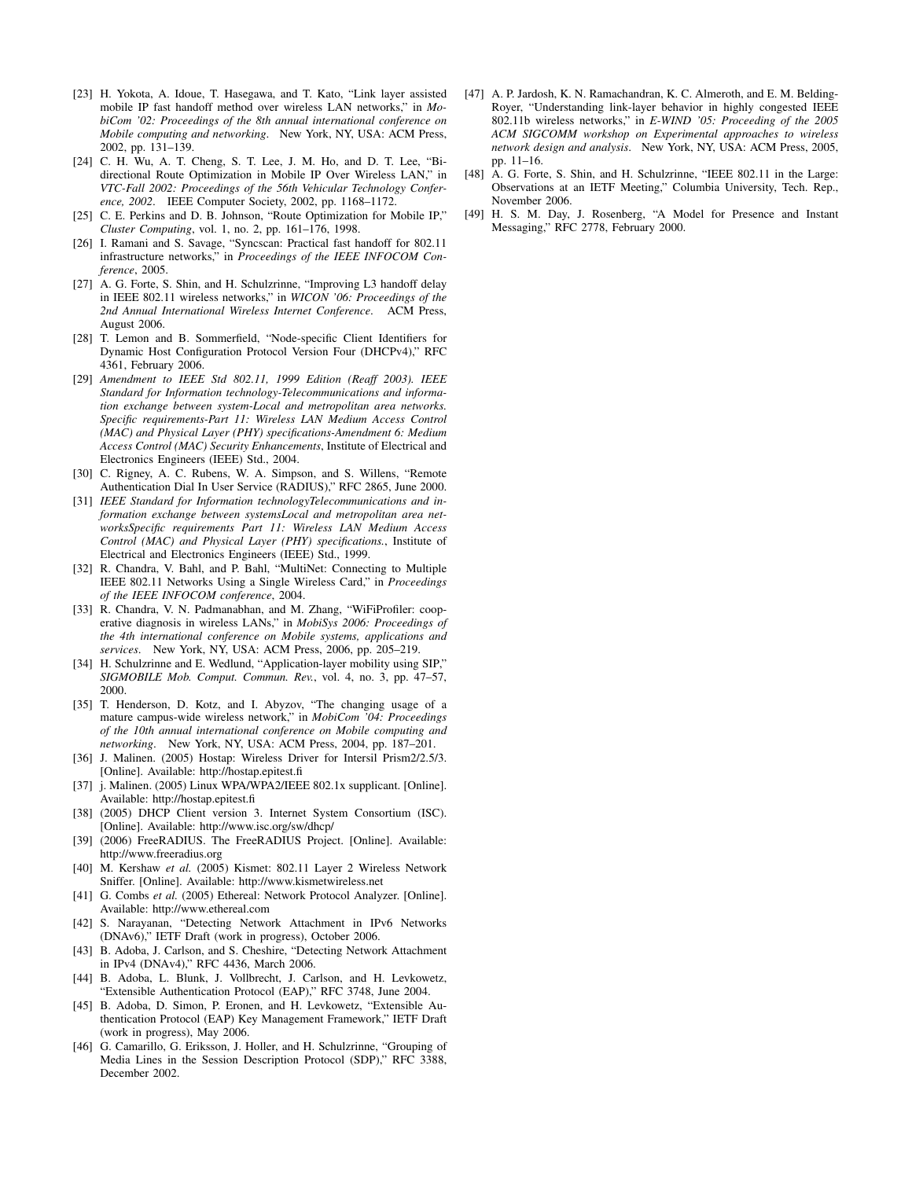[23] H. Yokota, A. Idoue, T. Hasegawa, and T. Kato, "Link layer assisted mobile IP fast handoff method over wireless LAN networks," in *MobiCom '02: Proceedings of the 8th annual international conference on Mobile computing and networking*. New York, NY, USA: ACM Press, 2002, pp. 131–139.

[24] C. H. Wu, A. T. Cheng, S. T. Lee, J. M. Ho, and D. T. Lee, "Bi-directional Route Optimization in Mobile IP Over Wireless LAN," in *VTC-Fall 2002: Proceedings of the 56th Vehicular Technology Conference, 2002*. IEEE Computer Society, 2002, pp. 1168–1172.

[25] C. E. Perkins and D. B. Johnson, "Route Optimization for Mobile IP," *Cluster Computing*, vol. 1, no. 2, pp. 161–176, 1998.

[26] I. Ramani and S. Savage, "Syncscan: Practical fast handoff for 802.11 infrastructure networks," in *Proceedings of the IEEE INFOCOM Conference*, 2005.

[27] A. G. Forte, S. Shin, and H. Schulzrinne, "Improving L3 handoff delay in IEEE 802.11 wireless networks," in *WICON '06: Proceedings of the 2nd Annual International Wireless Internet Conference*. ACM Press, August 2006.

[28] T. Lemon and B. Sommerfield, "Node-specific Client Identifiers for Dynamic Host Configuration Protocol Version Four (DHCPv4)," RFC 4361, February 2006.

[29] *Amendment to IEEE Std 802.11, 1999 Edition (Reaff 2003). IEEE Standard for Information technology-Telecommunications and information exchange between system-Local and metropolitan area networks. Specific requirements-Part 11: Wireless LAN Medium Access Control (MAC) and Physical Layer (PHY) specifications-Amendment 6: Medium Access Control (MAC) Security Enhancements*, Institute of Electrical and Electronics Engineers (IEEE) Std., 2004.

[30] C. Rigney, A. C. Rubens, W. A. Simpson, and S. Willens, "Remote Authentication Dial In User Service (RADIUS)," RFC 2865, June 2000.

[31] *IEEE Standard for Information technologyTelecommunications and information exchange between systemsLocal and metropolitan area networksSpecific requirements Part 11: Wireless LAN Medium Access Control (MAC) and Physical Layer (PHY) specifications.*, Institute of Electrical and Electronics Engineers (IEEE) Std., 1999.

[32] R. Chandra, V. Bahl, and P. Bahl, "MultiNet: Connecting to Multiple IEEE 802.11 Networks Using a Single Wireless Card," in *Proceedings of the IEEE INFOCOM conference*, 2004.

[33] R. Chandra, V. N. Padmanabhan, and M. Zhang, "WiFiProfiler: cooperative diagnosis in wireless LANs," in *MobiSys 2006: Proceedings of the 4th international conference on Mobile systems, applications and services*. New York, NY, USA: ACM Press, 2006, pp. 205–219.

[34] H. Schulzrinne and E. Wedlund, "Application-layer mobility using SIP," *SIGMOBILE Mob. Comput. Commun. Rev.*, vol. 4, no. 3, pp. 47–57, 2000.

[35] T. Henderson, D. Kotz, and I. Abyzov, "The changing usage of a mature campus-wide wireless network," in *MobiCom '04: Proceedings of the 10th annual international conference on Mobile computing and networking*. New York, NY, USA: ACM Press, 2004, pp. 187–201.

[36] J. Malinen. (2005) Hostap: Wireless Driver for Intersil Prism2/2.5/3. [Online]. Available: http://hostap.epitest.fi

[37] j. Malinen. (2005) Linux WPA/WPA2/IEEE 802.1x supplicant. [Online]. Available: http://hostap.epitest.fi

[38] (2005) DHCP Client version 3. Internet System Consortium (ISC). [Online]. Available: http://www.isc.org/sw/dhcp/

[39] (2006) FreeRADIUS. The FreeRADIUS Project. [Online]. Available: http://www.freeradius.org

[40] M. Kershaw *et al.* (2005) Kismet: 802.11 Layer 2 Wireless Network Sniffer. [Online]. Available: http://www.kismetwireless.net

[41] G. Combs *et al.* (2005) Ethereal: Network Protocol Analyzer. [Online]. Available: http://www.ethereal.com

[42] S. Narayanan, "Detecting Network Attachment in IPv6 Networks (DNAv6)," IETF Draft (work in progress), October 2006.

[43] B. Adoba, J. Carlson, and S. Cheshire, "Detecting Network Attachment in IPv4 (DNAv4)," RFC 4436, March 2006.

[44] B. Adoba, L. Blunk, J. Vollbrecht, J. Carlson, and H. Levkowetz, "Extensible Authentication Protocol (EAP)," RFC 3748, June 2004.

[45] B. Adoba, D. Simon, P. Eronen, and H. Levkowetz, "Extensible Authentication Protocol (EAP) Key Management Framework," IETF Draft (work in progress), May 2006.

[46] G. Camarillo, G. Eriksson, J. Holler, and H. Schulzrinne, "Grouping of Media Lines in the Session Description Protocol (SDP)," RFC 3388, December 2002.

[47] A. P. Jardosh, K. N. Ramachandran, K. C. Almeroth, and E. M. Belding-Royer, "Understanding link-layer behavior in highly congested IEEE 802.11b wireless networks," in *E-WIND '05: Proceeding of the 2005 ACM SIGCOMM workshop on Experimental approaches to wireless network design and analysis*. New York, NY, USA: ACM Press, 2005, pp. 11–16.

[48] A. G. Forte, S. Shin, and H. Schulzrinne, "IEEE 802.11 in the Large: Observations at an IETF Meeting," Columbia University, Tech. Rep., November 2006.

[49] H. S. M. Day, J. Rosenberg, "A Model for Presence and Instant Messaging," RFC 2778, February 2000.